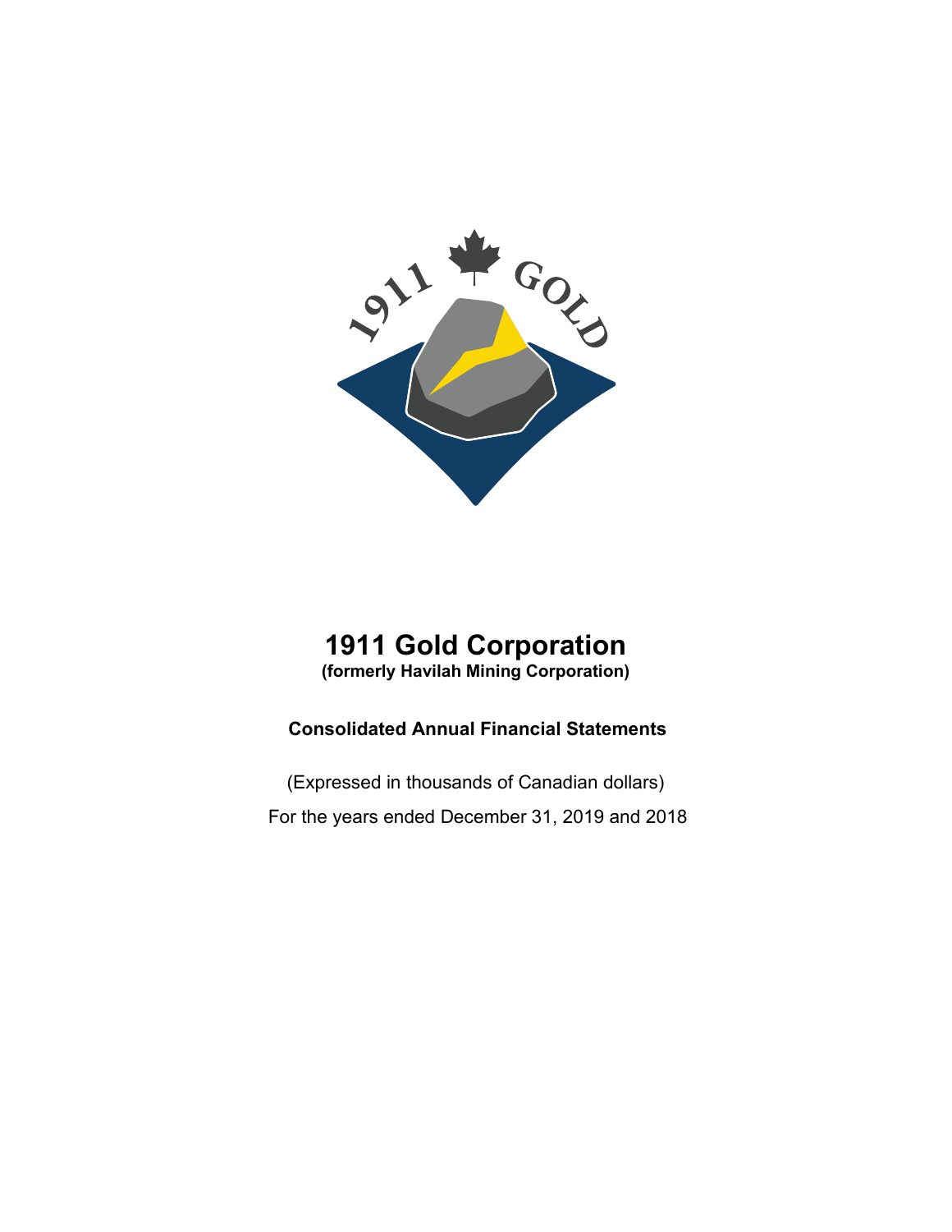# 1911 Gold Corporation

**(formerly Havilah Mining Corporation)**

## Consolidated Annual Financial Statements

(Expressed in thousands of Canadian dollars)

For the years ended December 31, 2019 and 2018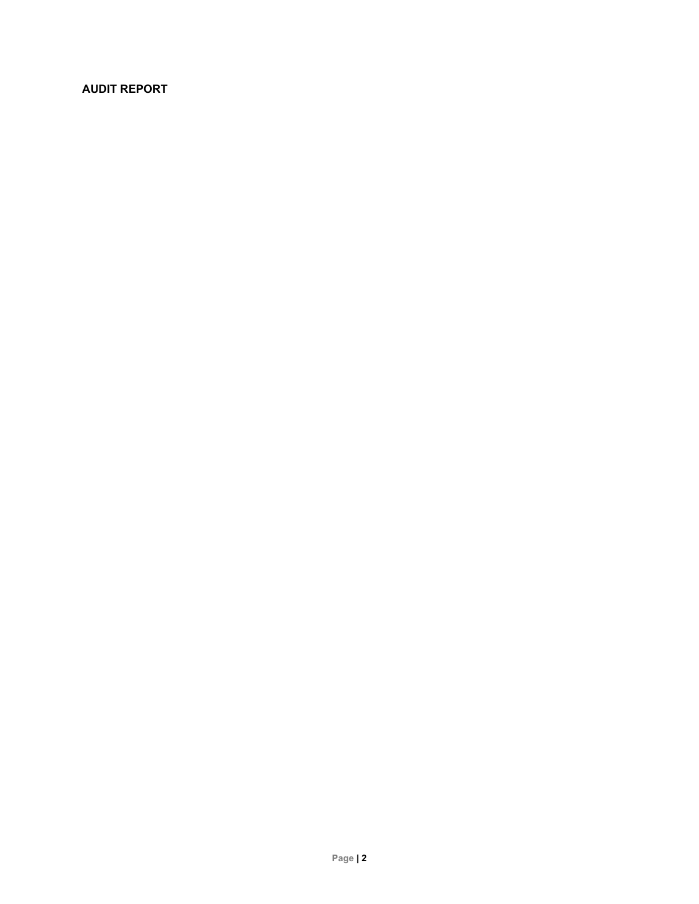## AUDIT REPORT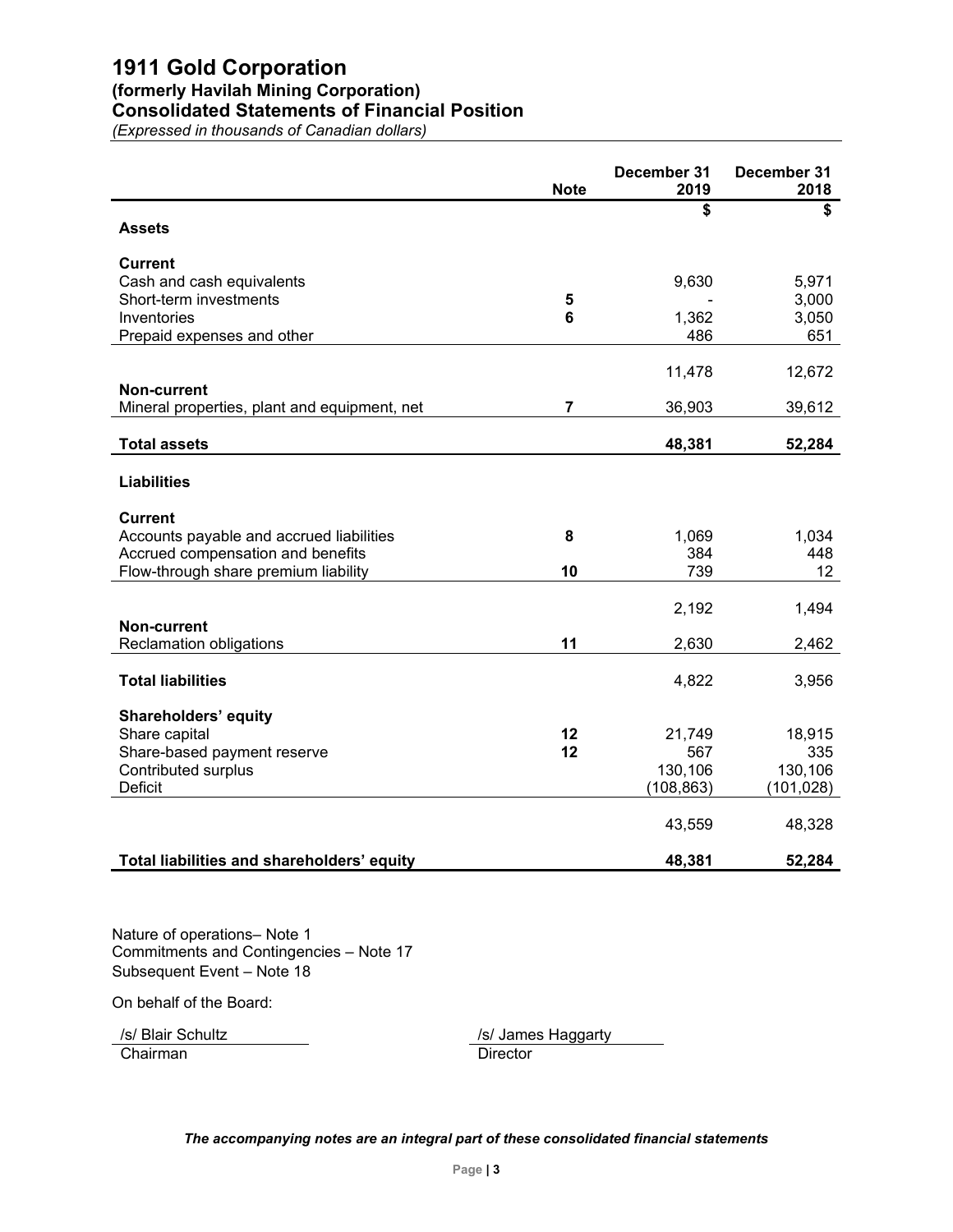# 1911 Gold Corporation

## (formerly Havilah Mining Corporation)

## Consolidated Statements of Financial Position

*(Expressed in thousands of Canadian dollars)*

| | Note | December 31 2019 | December 31 2018 |
|---|---|---|---|
| | | $ | $ |
| **Assets** | | | |
| **Current** | | | |
| Cash and cash equivalents | | 9,630 | 5,971 |
| Short-term investments | 5 | - | 3,000 |
| Inventories | 6 | 1,362 | 3,050 |
| Prepaid expenses and other | | 486 | 651 |
| | | 11,478 | 12,672 |
| **Non-current** | | | |
| Mineral properties, plant and equipment, net | 7 | 36,903 | 39,612 |
| **Total assets** | | **48,381** | **52,284** |
| **Liabilities** | | | |
| **Current** | | | |
| Accounts payable and accrued liabilities | 8 | 1,069 | 1,034 |
| Accrued compensation and benefits | | 384 | 448 |
| Flow-through share premium liability | 10 | 739 | 12 |
| | | 2,192 | 1,494 |
| **Non-current** | | | |
| Reclamation obligations | 11 | 2,630 | 2,462 |
| **Total liabilities** | | 4,822 | 3,956 |
| **Shareholders' equity** | | | |
| Share capital | 12 | 21,749 | 18,915 |
| Share-based payment reserve | 12 | 567 | 335 |
| Contributed surplus | | 130,106 | 130,106 |
| Deficit | | (108,863) | (101,028) |
| | | 43,559 | 48,328 |
| **Total liabilities and shareholders' equity** | | **48,381** | **52,284** |

Nature of operations– Note 1
Commitments and Contingencies – Note 17
Subsequent Event – Note 18

On behalf of the Board:

/s/ Blair Schultz
Chairman

/s/ James Haggarty
Director

***The accompanying notes are an integral part of these consolidated financial statements***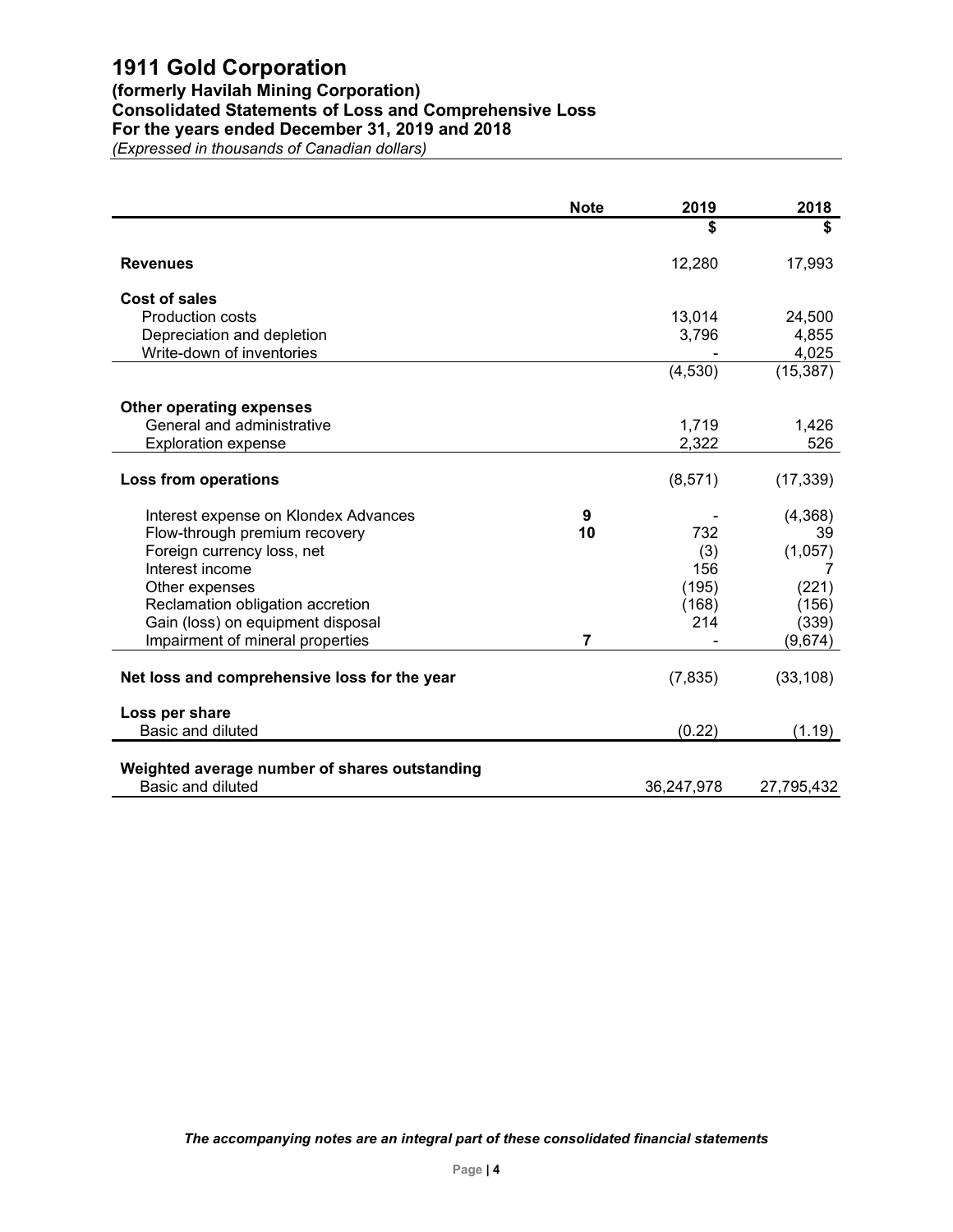# 1911 Gold Corporation

## (formerly Havilah Mining Corporation)

## Consolidated Statements of Loss and Comprehensive Loss

## For the years ended December 31, 2019 and 2018

*(Expressed in thousands of Canadian dollars)*

| | Note | 2019 | 2018 |
|---|---|---|---|
| | | $ | $ |
| **Revenues** | | 12,280 | 17,993 |
| **Cost of sales** | | | |
| Production costs | | 13,014 | 24,500 |
| Depreciation and depletion | | 3,796 | 4,855 |
| Write-down of inventories | | - | 4,025 |
| | | (4,530) | (15,387) |
| **Other operating expenses** | | | |
| General and administrative | | 1,719 | 1,426 |
| Exploration expense | | 2,322 | 526 |
| **Loss from operations** | | (8,571) | (17,339) |
| Interest expense on Klondex Advances | 9 | - | (4,368) |
| Flow-through premium recovery | 10 | 732 | 39 |
| Foreign currency loss, net | | (3) | (1,057) |
| Interest income | | 156 | 7 |
| Other expenses | | (195) | (221) |
| Reclamation obligation accretion | | (168) | (156) |
| Gain (loss) on equipment disposal | | 214 | (339) |
| Impairment of mineral properties | 7 | - | (9,674) |
| **Net loss and comprehensive loss for the year** | | (7,835) | (33,108) |
| **Loss per share** | | | |
| Basic and diluted | | (0.22) | (1.19) |
| **Weighted average number of shares outstanding** | | | |
| Basic and diluted | | 36,247,978 | 27,795,432 |

***The accompanying notes are an integral part of these consolidated financial statements***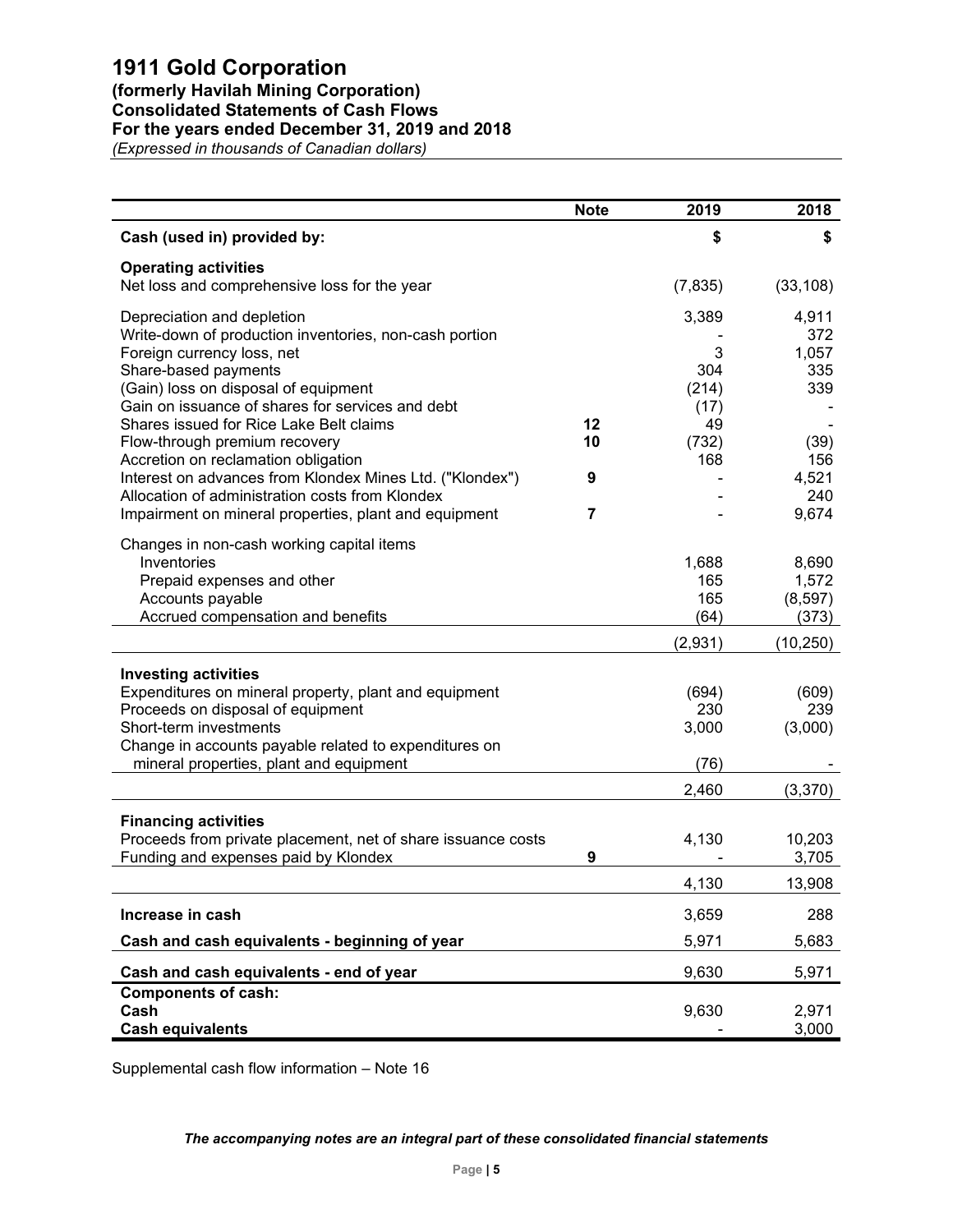# 1911 Gold Corporation

## (formerly Havilah Mining Corporation)

## Consolidated Statements of Cash Flows

## For the years ended December 31, 2019 and 2018

*(Expressed in thousands of Canadian dollars)*

| | Note | 2019 | 2018 |
|---|---|---|---|
| **Cash (used in) provided by:** | | **$** | **$** |
| **Operating activities** | | | |
| Net loss and comprehensive loss for the year | | (7,835) | (33,108) |
| Depreciation and depletion | | 3,389 | 4,911 |
| Write-down of production inventories, non-cash portion | | - | 372 |
| Foreign currency loss, net | | 3 | 1,057 |
| Share-based payments | | 304 | 335 |
| (Gain) loss on disposal of equipment | | (214) | 339 |
| Gain on issuance of shares for services and debt | | (17) | - |
| Shares issued for Rice Lake Belt claims | 12 | 49 | - |
| Flow-through premium recovery | 10 | (732) | (39) |
| Accretion on reclamation obligation | | 168 | 156 |
| Interest on advances from Klondex Mines Ltd. ("Klondex") | 9 | - | 4,521 |
| Allocation of administration costs from Klondex | | - | 240 |
| Impairment on mineral properties, plant and equipment | 7 | - | 9,674 |
| Changes in non-cash working capital items | | | |
| Inventories | | 1,688 | 8,690 |
| Prepaid expenses and other | | 165 | 1,572 |
| Accounts payable | | 165 | (8,597) |
| Accrued compensation and benefits | | (64) | (373) |
| | | (2,931) | (10,250) |
| **Investing activities** | | | |
| Expenditures on mineral property, plant and equipment | | (694) | (609) |
| Proceeds on disposal of equipment | | 230 | 239 |
| Short-term investments | | 3,000 | (3,000) |
| Change in accounts payable related to expenditures on mineral properties, plant and equipment | | (76) | - |
| | | 2,460 | (3,370) |
| **Financing activities** | | | |
| Proceeds from private placement, net of share issuance costs | | 4,130 | 10,203 |
| Funding and expenses paid by Klondex | 9 | - | 3,705 |
| | | 4,130 | 13,908 |
| **Increase in cash** | | 3,659 | 288 |
| **Cash and cash equivalents - beginning of year** | | 5,971 | 5,683 |
| **Cash and cash equivalents - end of year** | | 9,630 | 5,971 |
| **Components of cash:** | | | |
| **Cash** | | 9,630 | 2,971 |
| **Cash equivalents** | | - | 3,000 |

Supplemental cash flow information – Note 16

***The accompanying notes are an integral part of these consolidated financial statements***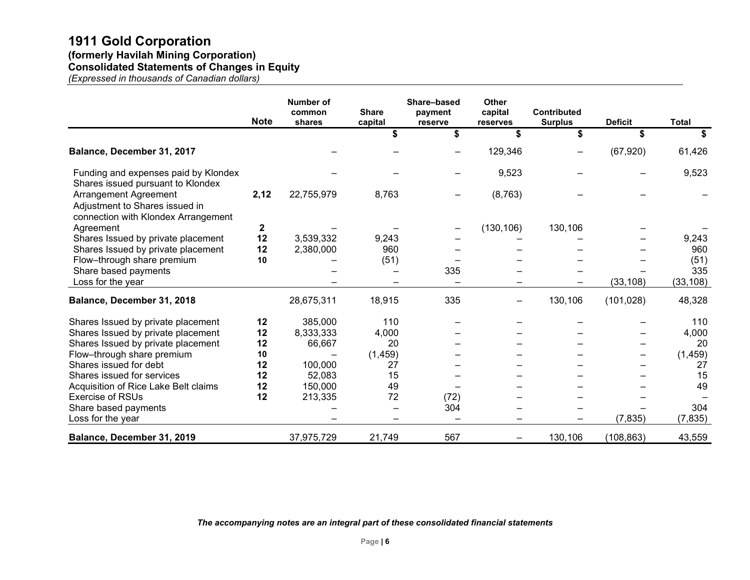# 1911 Gold Corporation

## (formerly Havilah Mining Corporation)

## Consolidated Statements of Changes in Equity

*(Expressed in thousands of Canadian dollars)*

| | Note | Number of common shares | Share capital | Share–based payment reserve | Other capital reserves | Contributed Surplus | Deficit | Total |
|---|---|---|---|---|---|---|---|---|
| | | | $ | $ | $ | $ | $ | $ |
| **Balance, December 31, 2017** | | – | – | – | 129,346 | – | (67,920) | 61,426 |
| Funding and expenses paid by Klondex | | – | – | – | 9,523 | – | – | 9,523 |
| Shares issued pursuant to Klondex Arrangement Agreement | **2,12** | 22,755,979 | 8,763 | – | (8,763) | – | – | – |
| Adjustment to Shares issued in connection with Klondex Arrangement Agreement | **2** | – | – | – | (130,106) | 130,106 | – | – |
| Shares Issued by private placement | **12** | 3,539,332 | 9,243 | – | – | – | – | 9,243 |
| Shares Issued by private placement | **12** | 2,380,000 | 960 | – | – | – | – | 960 |
| Flow–through share premium | **10** | – | (51) | – | – | – | – | (51) |
| Share based payments | | – | – | 335 | – | – | – | 335 |
| Loss for the year | | – | – | – | – | – | (33,108) | (33,108) |
| **Balance, December 31, 2018** | | 28,675,311 | 18,915 | 335 | – | 130,106 | (101,028) | 48,328 |
| Shares Issued by private placement | **12** | 385,000 | 110 | – | – | – | – | 110 |
| Shares Issued by private placement | **12** | 8,333,333 | 4,000 | – | – | – | – | 4,000 |
| Shares Issued by private placement | **12** | 66,667 | 20 | – | – | – | – | 20 |
| Flow–through share premium | **10** | – | (1,459) | – | – | – | – | (1,459) |
| Shares issued for debt | **12** | 100,000 | 27 | – | – | – | – | 27 |
| Shares issued for services | **12** | 52,083 | 15 | – | – | – | – | 15 |
| Acquisition of Rice Lake Belt claims | **12** | 150,000 | 49 | – | – | – | – | 49 |
| Exercise of RSUs | **12** | 213,335 | 72 | (72) | – | – | – | – |
| Share based payments | | – | – | 304 | – | – | – | 304 |
| Loss for the year | | – | – | – | – | – | (7,835) | (7,835) |
| **Balance, December 31, 2019** | | 37,975,729 | 21,749 | 567 | – | 130,106 | (108,863) | 43,559 |

***The accompanying notes are an integral part of these consolidated financial statements***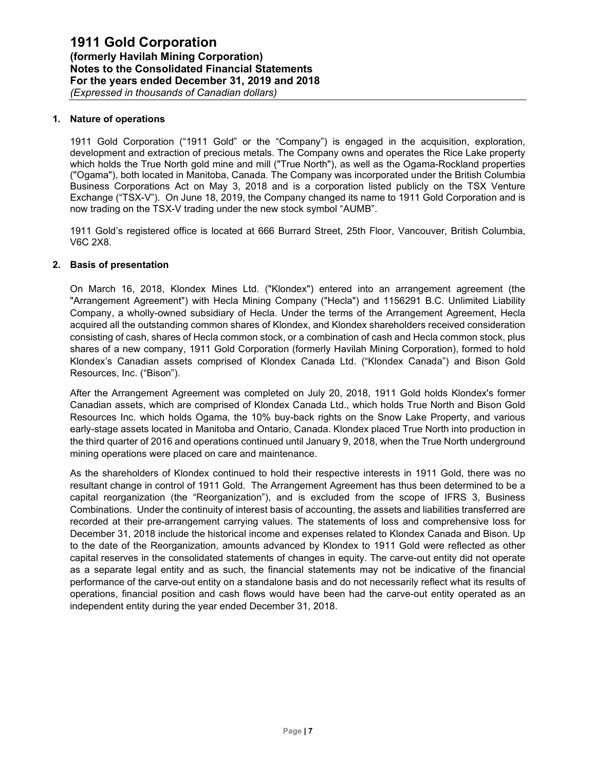# 1911 Gold Corporation
## (formerly Havilah Mining Corporation)
## Notes to the Consolidated Financial Statements
## For the years ended December 31, 2019 and 2018
*(Expressed in thousands of Canadian dollars)*

### 1. Nature of operations

1911 Gold Corporation ("1911 Gold" or the "Company") is engaged in the acquisition, exploration, development and extraction of precious metals. The Company owns and operates the Rice Lake property which holds the True North gold mine and mill ("True North"), as well as the Ogama-Rockland properties ("Ogama"), both located in Manitoba, Canada. The Company was incorporated under the British Columbia Business Corporations Act on May 3, 2018 and is a corporation listed publicly on the TSX Venture Exchange ("TSX-V"). On June 18, 2019, the Company changed its name to 1911 Gold Corporation and is now trading on the TSX-V trading under the new stock symbol "AUMB".

1911 Gold's registered office is located at 666 Burrard Street, 25th Floor, Vancouver, British Columbia, V6C 2X8.

### 2. Basis of presentation

On March 16, 2018, Klondex Mines Ltd. ("Klondex") entered into an arrangement agreement (the "Arrangement Agreement") with Hecla Mining Company ("Hecla") and 1156291 B.C. Unlimited Liability Company, a wholly-owned subsidiary of Hecla. Under the terms of the Arrangement Agreement, Hecla acquired all the outstanding common shares of Klondex, and Klondex shareholders received consideration consisting of cash, shares of Hecla common stock, or a combination of cash and Hecla common stock, plus shares of a new company, 1911 Gold Corporation (formerly Havilah Mining Corporation), formed to hold Klondex's Canadian assets comprised of Klondex Canada Ltd. ("Klondex Canada") and Bison Gold Resources, Inc. ("Bison").

After the Arrangement Agreement was completed on July 20, 2018, 1911 Gold holds Klondex's former Canadian assets, which are comprised of Klondex Canada Ltd., which holds True North and Bison Gold Resources Inc. which holds Ogama, the 10% buy-back rights on the Snow Lake Property, and various early-stage assets located in Manitoba and Ontario, Canada. Klondex placed True North into production in the third quarter of 2016 and operations continued until January 9, 2018, when the True North underground mining operations were placed on care and maintenance.

As the shareholders of Klondex continued to hold their respective interests in 1911 Gold, there was no resultant change in control of 1911 Gold. The Arrangement Agreement has thus been determined to be a capital reorganization (the "Reorganization"), and is excluded from the scope of IFRS 3, Business Combinations. Under the continuity of interest basis of accounting, the assets and liabilities transferred are recorded at their pre-arrangement carrying values. The statements of loss and comprehensive loss for December 31, 2018 include the historical income and expenses related to Klondex Canada and Bison. Up to the date of the Reorganization, amounts advanced by Klondex to 1911 Gold were reflected as other capital reserves in the consolidated statements of changes in equity. The carve-out entity did not operate as a separate legal entity and as such, the financial statements may not be indicative of the financial performance of the carve-out entity on a standalone basis and do not necessarily reflect what its results of operations, financial position and cash flows would have been had the carve-out entity operated as an independent entity during the year ended December 31, 2018.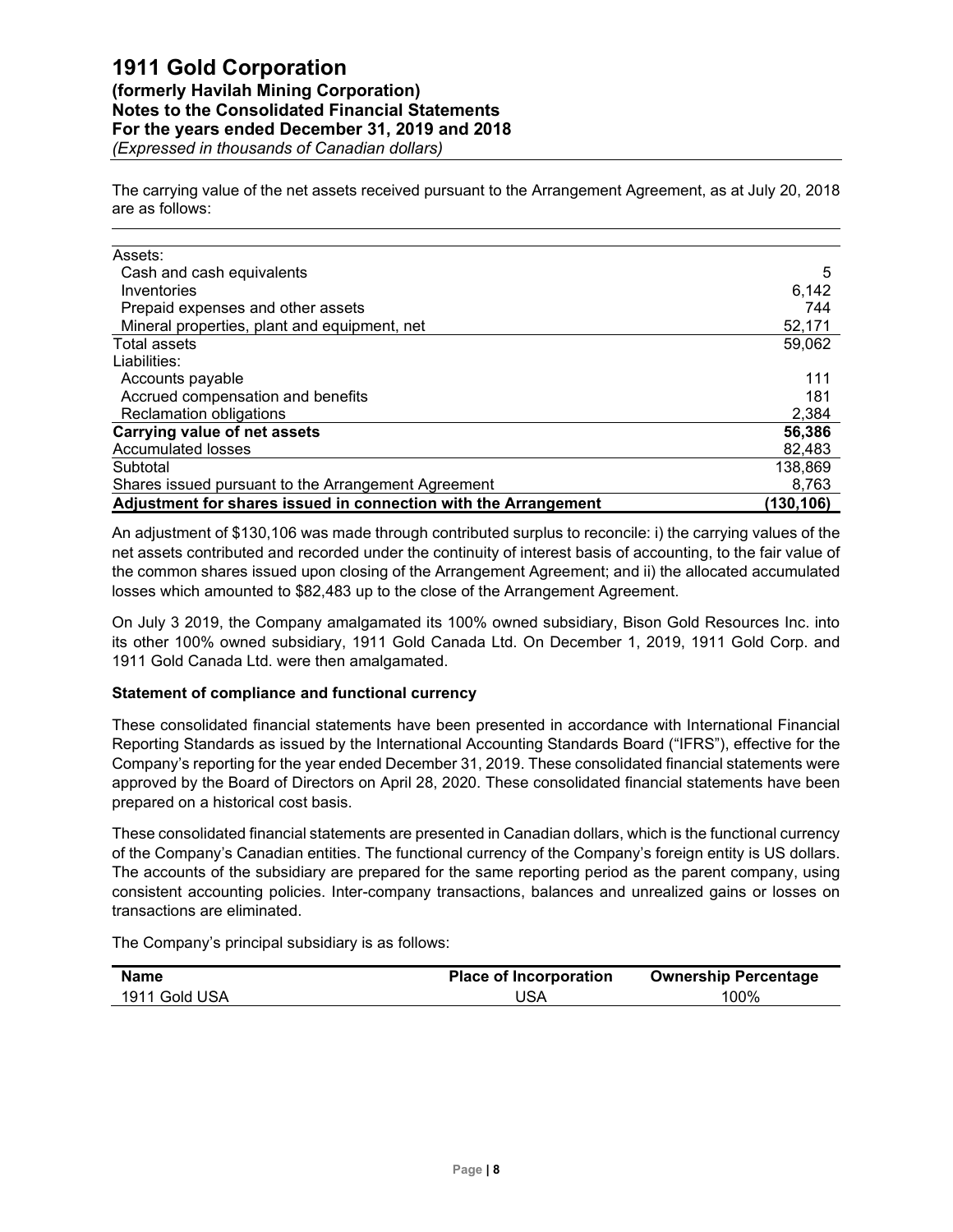The carrying value of the net assets received pursuant to the Arrangement Agreement, as at July 20, 2018 are as follows:

| | |
|---|---|
| Assets: | |
| Cash and cash equivalents | 5 |
| Inventories | 6,142 |
| Prepaid expenses and other assets | 744 |
| Mineral properties, plant and equipment, net | 52,171 |
| Total assets | 59,062 |
| Liabilities: | |
| Accounts payable | 111 |
| Accrued compensation and benefits | 181 |
| Reclamation obligations | 2,384 |
| **Carrying value of net assets** | **56,386** |
| Accumulated losses | 82,483 |
| Subtotal | 138,869 |
| Shares issued pursuant to the Arrangement Agreement | 8,763 |
| **Adjustment for shares issued in connection with the Arrangement** | **(130,106)** |

An adjustment of $130,106 was made through contributed surplus to reconcile: i) the carrying values of the net assets contributed and recorded under the continuity of interest basis of accounting, to the fair value of the common shares issued upon closing of the Arrangement Agreement; and ii) the allocated accumulated losses which amounted to $82,483 up to the close of the Arrangement Agreement.

On July 3 2019, the Company amalgamated its 100% owned subsidiary, Bison Gold Resources Inc. into its other 100% owned subsidiary, 1911 Gold Canada Ltd. On December 1, 2019, 1911 Gold Corp. and 1911 Gold Canada Ltd. were then amalgamated.

**Statement of compliance and functional currency**

These consolidated financial statements have been presented in accordance with International Financial Reporting Standards as issued by the International Accounting Standards Board ("IFRS"), effective for the Company's reporting for the year ended December 31, 2019. These consolidated financial statements were approved by the Board of Directors on April 28, 2020. These consolidated financial statements have been prepared on a historical cost basis.

These consolidated financial statements are presented in Canadian dollars, which is the functional currency of the Company's Canadian entities. The functional currency of the Company's foreign entity is US dollars. The accounts of the subsidiary are prepared for the same reporting period as the parent company, using consistent accounting policies. Inter-company transactions, balances and unrealized gains or losses on transactions are eliminated.

The Company's principal subsidiary is as follows:

| Name | Place of Incorporation | Ownership Percentage |
|---|---|---|
| 1911 Gold USA | USA | 100% |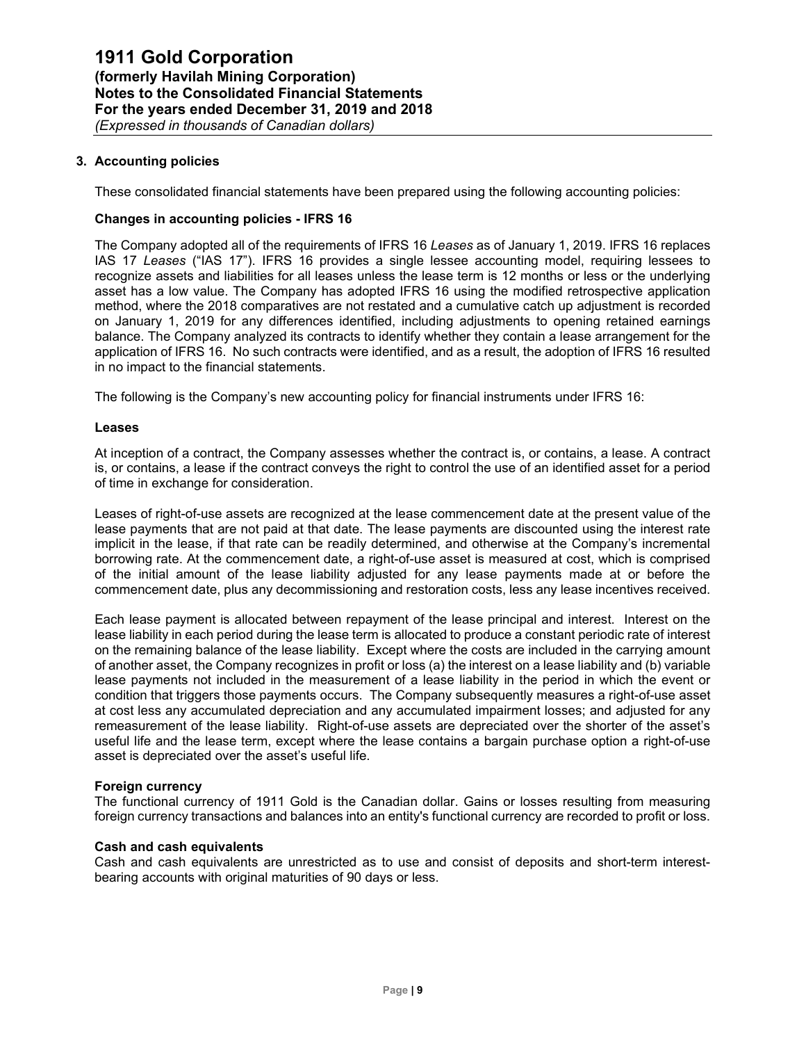## 3. Accounting policies

These consolidated financial statements have been prepared using the following accounting policies:

### Changes in accounting policies - IFRS 16

The Company adopted all of the requirements of IFRS 16 *Leases* as of January 1, 2019. IFRS 16 replaces IAS 17 *Leases* ("IAS 17"). IFRS 16 provides a single lessee accounting model, requiring lessees to recognize assets and liabilities for all leases unless the lease term is 12 months or less or the underlying asset has a low value. The Company has adopted IFRS 16 using the modified retrospective application method, where the 2018 comparatives are not restated and a cumulative catch up adjustment is recorded on January 1, 2019 for any differences identified, including adjustments to opening retained earnings balance. The Company analyzed its contracts to identify whether they contain a lease arrangement for the application of IFRS 16. No such contracts were identified, and as a result, the adoption of IFRS 16 resulted in no impact to the financial statements.

The following is the Company's new accounting policy for financial instruments under IFRS 16:

### Leases

At inception of a contract, the Company assesses whether the contract is, or contains, a lease. A contract is, or contains, a lease if the contract conveys the right to control the use of an identified asset for a period of time in exchange for consideration.

Leases of right-of-use assets are recognized at the lease commencement date at the present value of the lease payments that are not paid at that date. The lease payments are discounted using the interest rate implicit in the lease, if that rate can be readily determined, and otherwise at the Company's incremental borrowing rate. At the commencement date, a right-of-use asset is measured at cost, which is comprised of the initial amount of the lease liability adjusted for any lease payments made at or before the commencement date, plus any decommissioning and restoration costs, less any lease incentives received.

Each lease payment is allocated between repayment of the lease principal and interest. Interest on the lease liability in each period during the lease term is allocated to produce a constant periodic rate of interest on the remaining balance of the lease liability. Except where the costs are included in the carrying amount of another asset, the Company recognizes in profit or loss (a) the interest on a lease liability and (b) variable lease payments not included in the measurement of a lease liability in the period in which the event or condition that triggers those payments occurs. The Company subsequently measures a right-of-use asset at cost less any accumulated depreciation and any accumulated impairment losses; and adjusted for any remeasurement of the lease liability. Right-of-use assets are depreciated over the shorter of the asset's useful life and the lease term, except where the lease contains a bargain purchase option a right-of-use asset is depreciated over the asset's useful life.

### Foreign currency

The functional currency of 1911 Gold is the Canadian dollar. Gains or losses resulting from measuring foreign currency transactions and balances into an entity's functional currency are recorded to profit or loss.

### Cash and cash equivalents

Cash and cash equivalents are unrestricted as to use and consist of deposits and short-term interest-bearing accounts with original maturities of 90 days or less.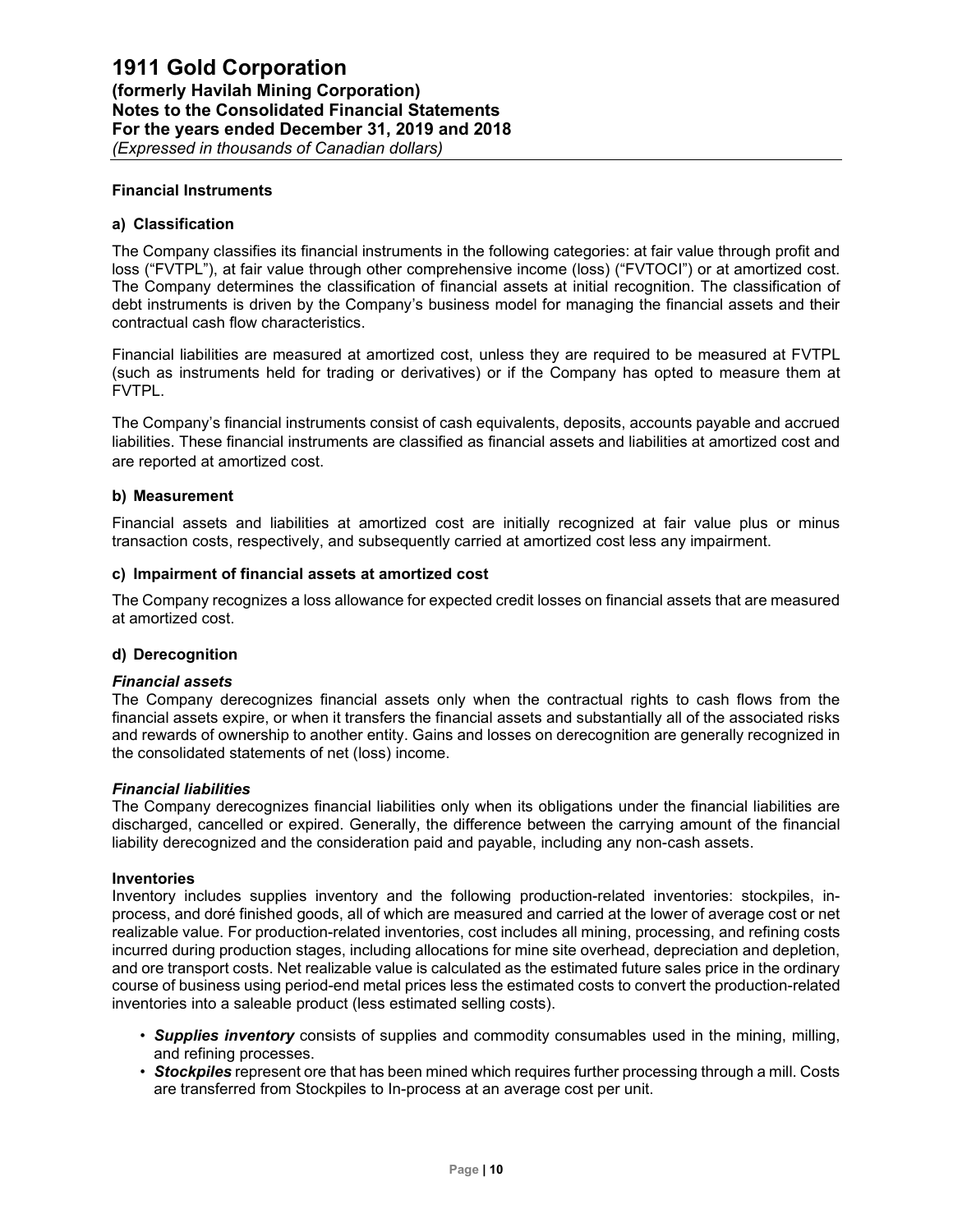## Financial Instruments

### a) Classification

The Company classifies its financial instruments in the following categories: at fair value through profit and loss ("FVTPL"), at fair value through other comprehensive income (loss) ("FVTOCI") or at amortized cost. The Company determines the classification of financial assets at initial recognition. The classification of debt instruments is driven by the Company's business model for managing the financial assets and their contractual cash flow characteristics.

Financial liabilities are measured at amortized cost, unless they are required to be measured at FVTPL (such as instruments held for trading or derivatives) or if the Company has opted to measure them at FVTPL.

The Company's financial instruments consist of cash equivalents, deposits, accounts payable and accrued liabilities. These financial instruments are classified as financial assets and liabilities at amortized cost and are reported at amortized cost.

### b) Measurement

Financial assets and liabilities at amortized cost are initially recognized at fair value plus or minus transaction costs, respectively, and subsequently carried at amortized cost less any impairment.

### c) Impairment of financial assets at amortized cost

The Company recognizes a loss allowance for expected credit losses on financial assets that are measured at amortized cost.

### d) Derecognition

***Financial assets***
The Company derecognizes financial assets only when the contractual rights to cash flows from the financial assets expire, or when it transfers the financial assets and substantially all of the associated risks and rewards of ownership to another entity. Gains and losses on derecognition are generally recognized in the consolidated statements of net (loss) income.

***Financial liabilities***
The Company derecognizes financial liabilities only when its obligations under the financial liabilities are discharged, cancelled or expired. Generally, the difference between the carrying amount of the financial liability derecognized and the consideration paid and payable, including any non-cash assets.

**Inventories**
Inventory includes supplies inventory and the following production-related inventories: stockpiles, in-process, and doré finished goods, all of which are measured and carried at the lower of average cost or net realizable value. For production-related inventories, cost includes all mining, processing, and refining costs incurred during production stages, including allocations for mine site overhead, depreciation and depletion, and ore transport costs. Net realizable value is calculated as the estimated future sales price in the ordinary course of business using period-end metal prices less the estimated costs to convert the production-related inventories into a saleable product (less estimated selling costs).

- ***Supplies inventory*** consists of supplies and commodity consumables used in the mining, milling, and refining processes.
- ***Stockpiles*** represent ore that has been mined which requires further processing through a mill. Costs are transferred from Stockpiles to In-process at an average cost per unit.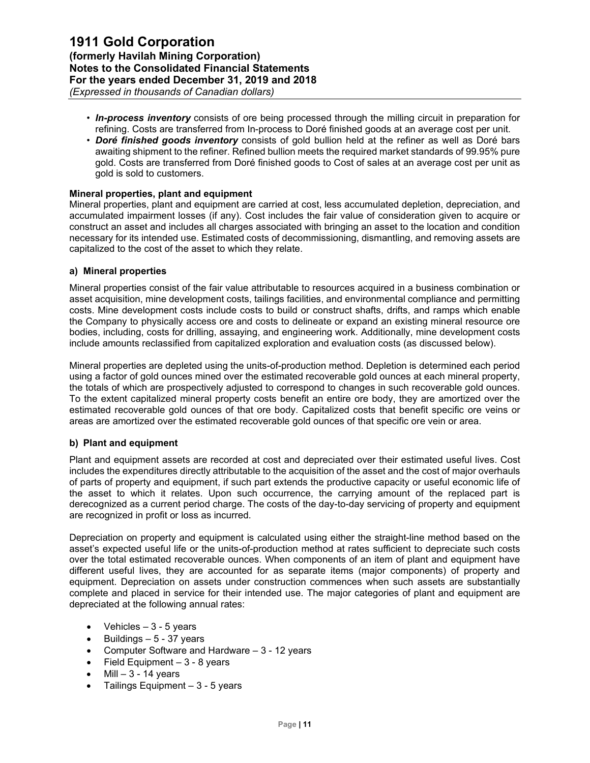- ***In-process inventory*** consists of ore being processed through the milling circuit in preparation for refining. Costs are transferred from In-process to Doré finished goods at an average cost per unit.
- ***Doré finished goods inventory*** consists of gold bullion held at the refiner as well as Doré bars awaiting shipment to the refiner. Refined bullion meets the required market standards of 99.95% pure gold. Costs are transferred from Doré finished goods to Cost of sales at an average cost per unit as gold is sold to customers.

**Mineral properties, plant and equipment**

Mineral properties, plant and equipment are carried at cost, less accumulated depletion, depreciation, and accumulated impairment losses (if any). Cost includes the fair value of consideration given to acquire or construct an asset and includes all charges associated with bringing an asset to the location and condition necessary for its intended use. Estimated costs of decommissioning, dismantling, and removing assets are capitalized to the cost of the asset to which they relate.

**a) Mineral properties**

Mineral properties consist of the fair value attributable to resources acquired in a business combination or asset acquisition, mine development costs, tailings facilities, and environmental compliance and permitting costs. Mine development costs include costs to build or construct shafts, drifts, and ramps which enable the Company to physically access ore and costs to delineate or expand an existing mineral resource ore bodies, including, costs for drilling, assaying, and engineering work. Additionally, mine development costs include amounts reclassified from capitalized exploration and evaluation costs (as discussed below).

Mineral properties are depleted using the units-of-production method. Depletion is determined each period using a factor of gold ounces mined over the estimated recoverable gold ounces at each mineral property, the totals of which are prospectively adjusted to correspond to changes in such recoverable gold ounces. To the extent capitalized mineral property costs benefit an entire ore body, they are amortized over the estimated recoverable gold ounces of that ore body. Capitalized costs that benefit specific ore veins or areas are amortized over the estimated recoverable gold ounces of that specific ore vein or area.

**b) Plant and equipment**

Plant and equipment assets are recorded at cost and depreciated over their estimated useful lives. Cost includes the expenditures directly attributable to the acquisition of the asset and the cost of major overhauls of parts of property and equipment, if such part extends the productive capacity or useful economic life of the asset to which it relates. Upon such occurrence, the carrying amount of the replaced part is derecognized as a current period charge. The costs of the day-to-day servicing of property and equipment are recognized in profit or loss as incurred.

Depreciation on property and equipment is calculated using either the straight-line method based on the asset's expected useful life or the units-of-production method at rates sufficient to depreciate such costs over the total estimated recoverable ounces. When components of an item of plant and equipment have different useful lives, they are accounted for as separate items (major components) of property and equipment. Depreciation on assets under construction commences when such assets are substantially complete and placed in service for their intended use. The major categories of plant and equipment are depreciated at the following annual rates:

- Vehicles – 3 - 5 years
- Buildings – 5 - 37 years
- Computer Software and Hardware – 3 - 12 years
- Field Equipment – 3 - 8 years
- Mill – 3 - 14 years
- Tailings Equipment – 3 - 5 years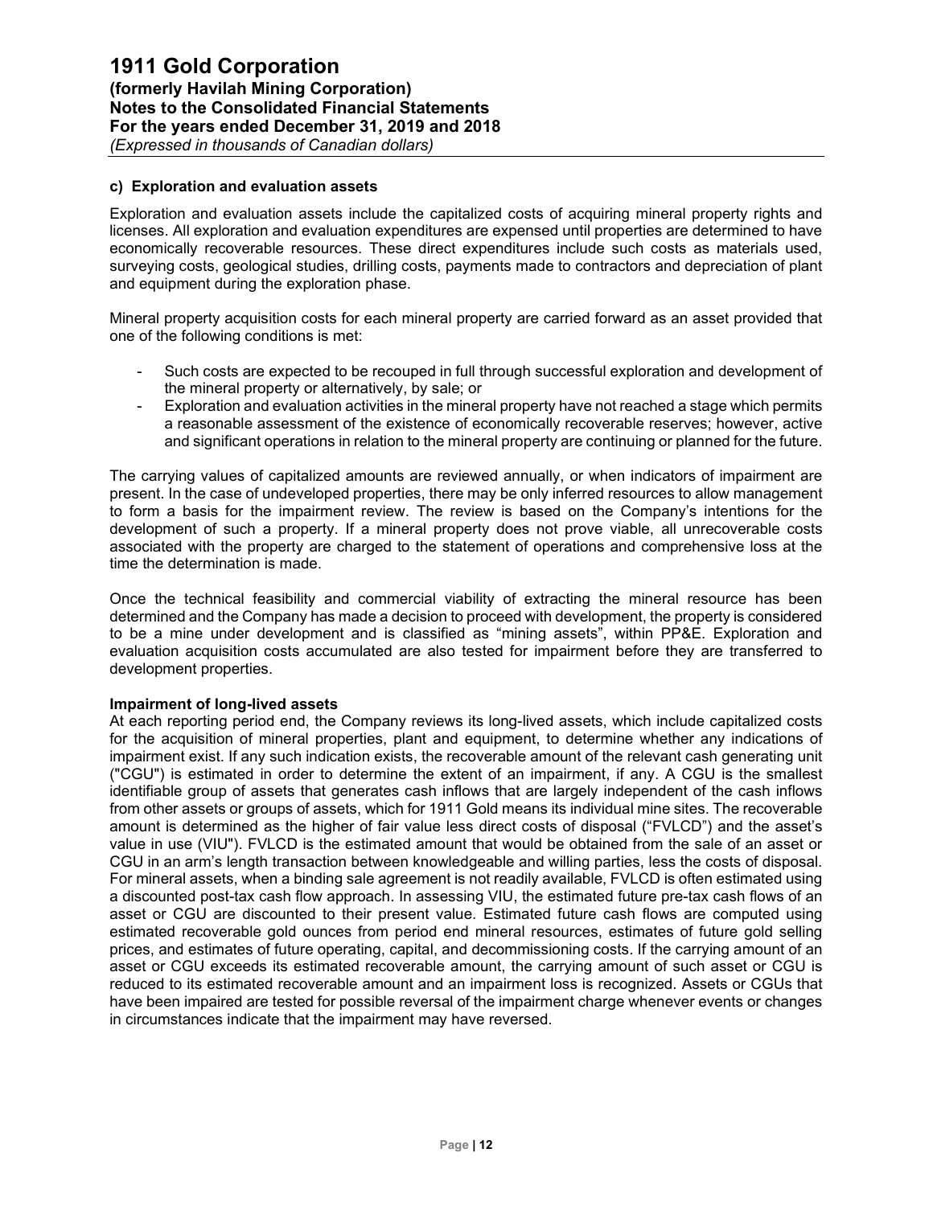#### c) Exploration and evaluation assets

Exploration and evaluation assets include the capitalized costs of acquiring mineral property rights and licenses. All exploration and evaluation expenditures are expensed until properties are determined to have economically recoverable resources. These direct expenditures include such costs as materials used, surveying costs, geological studies, drilling costs, payments made to contractors and depreciation of plant and equipment during the exploration phase.

Mineral property acquisition costs for each mineral property are carried forward as an asset provided that one of the following conditions is met:

- Such costs are expected to be recouped in full through successful exploration and development of the mineral property or alternatively, by sale; or
- Exploration and evaluation activities in the mineral property have not reached a stage which permits a reasonable assessment of the existence of economically recoverable reserves; however, active and significant operations in relation to the mineral property are continuing or planned for the future.

The carrying values of capitalized amounts are reviewed annually, or when indicators of impairment are present. In the case of undeveloped properties, there may be only inferred resources to allow management to form a basis for the impairment review. The review is based on the Company's intentions for the development of such a property. If a mineral property does not prove viable, all unrecoverable costs associated with the property are charged to the statement of operations and comprehensive loss at the time the determination is made.

Once the technical feasibility and commercial viability of extracting the mineral resource has been determined and the Company has made a decision to proceed with development, the property is considered to be a mine under development and is classified as "mining assets", within PP&E. Exploration and evaluation acquisition costs accumulated are also tested for impairment before they are transferred to development properties.

**Impairment of long-lived assets**

At each reporting period end, the Company reviews its long-lived assets, which include capitalized costs for the acquisition of mineral properties, plant and equipment, to determine whether any indications of impairment exist. If any such indication exists, the recoverable amount of the relevant cash generating unit ("CGU") is estimated in order to determine the extent of an impairment, if any. A CGU is the smallest identifiable group of assets that generates cash inflows that are largely independent of the cash inflows from other assets or groups of assets, which for 1911 Gold means its individual mine sites. The recoverable amount is determined as the higher of fair value less direct costs of disposal ("FVLCD") and the asset's value in use (VIU"). FVLCD is the estimated amount that would be obtained from the sale of an asset or CGU in an arm's length transaction between knowledgeable and willing parties, less the costs of disposal. For mineral assets, when a binding sale agreement is not readily available, FVLCD is often estimated using a discounted post-tax cash flow approach. In assessing VIU, the estimated future pre-tax cash flows of an asset or CGU are discounted to their present value. Estimated future cash flows are computed using estimated recoverable gold ounces from period end mineral resources, estimates of future gold selling prices, and estimates of future operating, capital, and decommissioning costs. If the carrying amount of an asset or CGU exceeds its estimated recoverable amount, the carrying amount of such asset or CGU is reduced to its estimated recoverable amount and an impairment loss is recognized. Assets or CGUs that have been impaired are tested for possible reversal of the impairment charge whenever events or changes in circumstances indicate that the impairment may have reversed.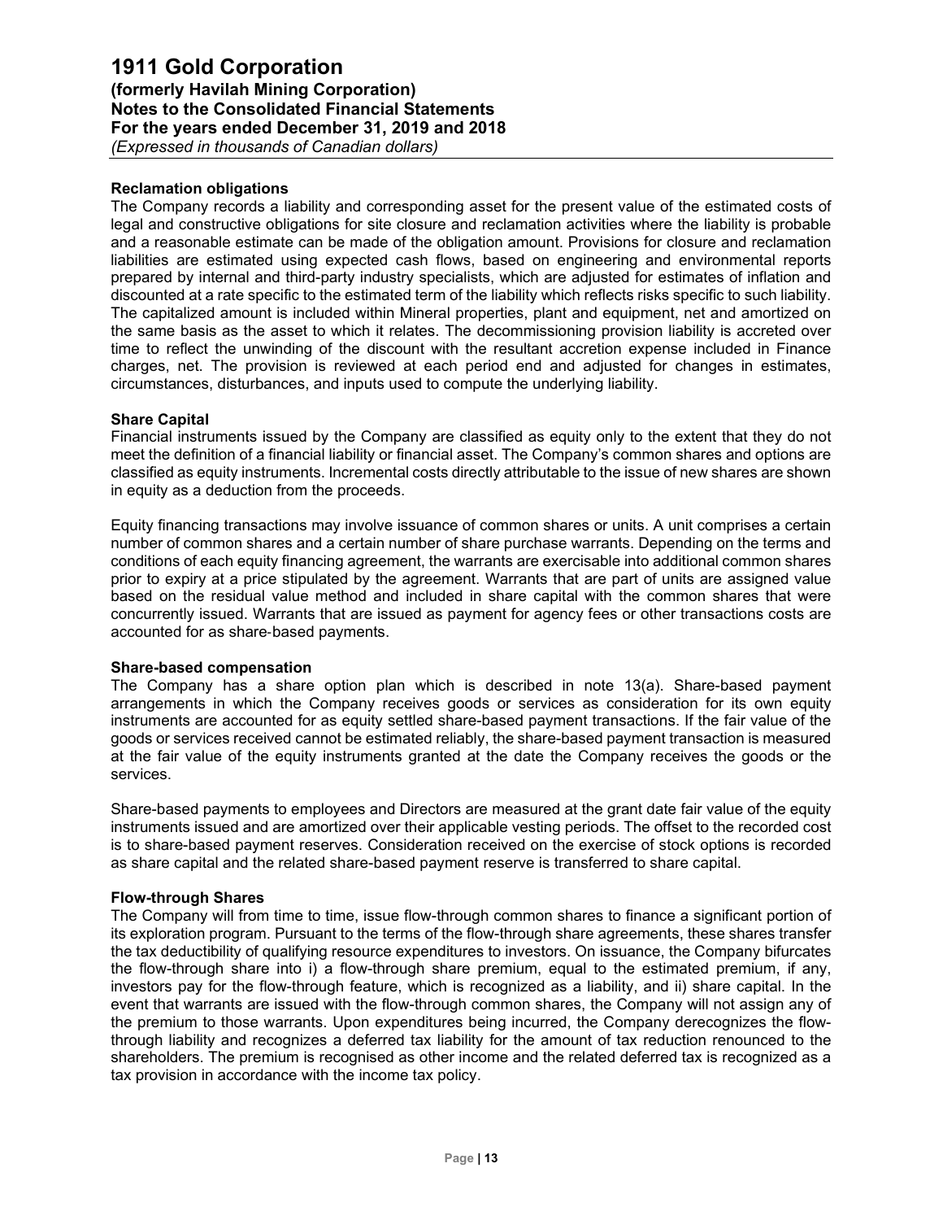### Reclamation obligations

The Company records a liability and corresponding asset for the present value of the estimated costs of legal and constructive obligations for site closure and reclamation activities where the liability is probable and a reasonable estimate can be made of the obligation amount. Provisions for closure and reclamation liabilities are estimated using expected cash flows, based on engineering and environmental reports prepared by internal and third-party industry specialists, which are adjusted for estimates of inflation and discounted at a rate specific to the estimated term of the liability which reflects risks specific to such liability. The capitalized amount is included within Mineral properties, plant and equipment, net and amortized on the same basis as the asset to which it relates. The decommissioning provision liability is accreted over time to reflect the unwinding of the discount with the resultant accretion expense included in Finance charges, net. The provision is reviewed at each period end and adjusted for changes in estimates, circumstances, disturbances, and inputs used to compute the underlying liability.

### Share Capital

Financial instruments issued by the Company are classified as equity only to the extent that they do not meet the definition of a financial liability or financial asset. The Company's common shares and options are classified as equity instruments. Incremental costs directly attributable to the issue of new shares are shown in equity as a deduction from the proceeds.

Equity financing transactions may involve issuance of common shares or units. A unit comprises a certain number of common shares and a certain number of share purchase warrants. Depending on the terms and conditions of each equity financing agreement, the warrants are exercisable into additional common shares prior to expiry at a price stipulated by the agreement. Warrants that are part of units are assigned value based on the residual value method and included in share capital with the common shares that were concurrently issued. Warrants that are issued as payment for agency fees or other transactions costs are accounted for as share-based payments.

### Share-based compensation

The Company has a share option plan which is described in note 13(a). Share-based payment arrangements in which the Company receives goods or services as consideration for its own equity instruments are accounted for as equity settled share-based payment transactions. If the fair value of the goods or services received cannot be estimated reliably, the share-based payment transaction is measured at the fair value of the equity instruments granted at the date the Company receives the goods or the services.

Share-based payments to employees and Directors are measured at the grant date fair value of the equity instruments issued and are amortized over their applicable vesting periods. The offset to the recorded cost is to share-based payment reserves. Consideration received on the exercise of stock options is recorded as share capital and the related share-based payment reserve is transferred to share capital.

### Flow-through Shares

The Company will from time to time, issue flow-through common shares to finance a significant portion of its exploration program. Pursuant to the terms of the flow-through share agreements, these shares transfer the tax deductibility of qualifying resource expenditures to investors. On issuance, the Company bifurcates the flow-through share into i) a flow-through share premium, equal to the estimated premium, if any, investors pay for the flow-through feature, which is recognized as a liability, and ii) share capital. In the event that warrants are issued with the flow-through common shares, the Company will not assign any of the premium to those warrants. Upon expenditures being incurred, the Company derecognizes the flow-through liability and recognizes a deferred tax liability for the amount of tax reduction renounced to the shareholders. The premium is recognised as other income and the related deferred tax is recognized as a tax provision in accordance with the income tax policy.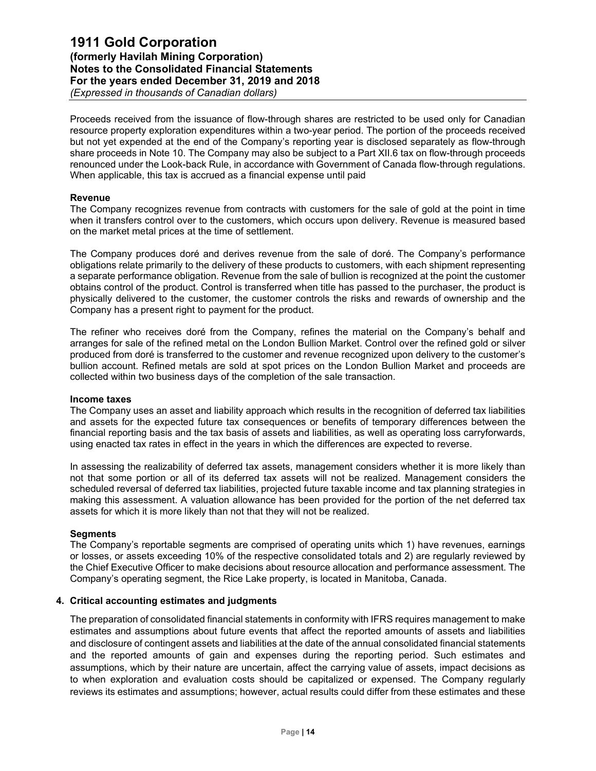Proceeds received from the issuance of flow-through shares are restricted to be used only for Canadian resource property exploration expenditures within a two-year period. The portion of the proceeds received but not yet expended at the end of the Company's reporting year is disclosed separately as flow-through share proceeds in Note 10. The Company may also be subject to a Part XII.6 tax on flow-through proceeds renounced under the Look-back Rule, in accordance with Government of Canada flow-through regulations. When applicable, this tax is accrued as a financial expense until paid

**Revenue**

The Company recognizes revenue from contracts with customers for the sale of gold at the point in time when it transfers control over to the customers, which occurs upon delivery. Revenue is measured based on the market metal prices at the time of settlement.

The Company produces doré and derives revenue from the sale of doré. The Company's performance obligations relate primarily to the delivery of these products to customers, with each shipment representing a separate performance obligation. Revenue from the sale of bullion is recognized at the point the customer obtains control of the product. Control is transferred when title has passed to the purchaser, the product is physically delivered to the customer, the customer controls the risks and rewards of ownership and the Company has a present right to payment for the product.

The refiner who receives doré from the Company, refines the material on the Company's behalf and arranges for sale of the refined metal on the London Bullion Market. Control over the refined gold or silver produced from doré is transferred to the customer and revenue recognized upon delivery to the customer's bullion account. Refined metals are sold at spot prices on the London Bullion Market and proceeds are collected within two business days of the completion of the sale transaction.

**Income taxes**

The Company uses an asset and liability approach which results in the recognition of deferred tax liabilities and assets for the expected future tax consequences or benefits of temporary differences between the financial reporting basis and the tax basis of assets and liabilities, as well as operating loss carryforwards, using enacted tax rates in effect in the years in which the differences are expected to reverse.

In assessing the realizability of deferred tax assets, management considers whether it is more likely than not that some portion or all of its deferred tax assets will not be realized. Management considers the scheduled reversal of deferred tax liabilities, projected future taxable income and tax planning strategies in making this assessment. A valuation allowance has been provided for the portion of the net deferred tax assets for which it is more likely than not that they will not be realized.

**Segments**

The Company's reportable segments are comprised of operating units which 1) have revenues, earnings or losses, or assets exceeding 10% of the respective consolidated totals and 2) are regularly reviewed by the Chief Executive Officer to make decisions about resource allocation and performance assessment. The Company's operating segment, the Rice Lake property, is located in Manitoba, Canada.

## 4. Critical accounting estimates and judgments

The preparation of consolidated financial statements in conformity with IFRS requires management to make estimates and assumptions about future events that affect the reported amounts of assets and liabilities and disclosure of contingent assets and liabilities at the date of the annual consolidated financial statements and the reported amounts of gain and expenses during the reporting period. Such estimates and assumptions, which by their nature are uncertain, affect the carrying value of assets, impact decisions as to when exploration and evaluation costs should be capitalized or expensed. The Company regularly reviews its estimates and assumptions; however, actual results could differ from these estimates and these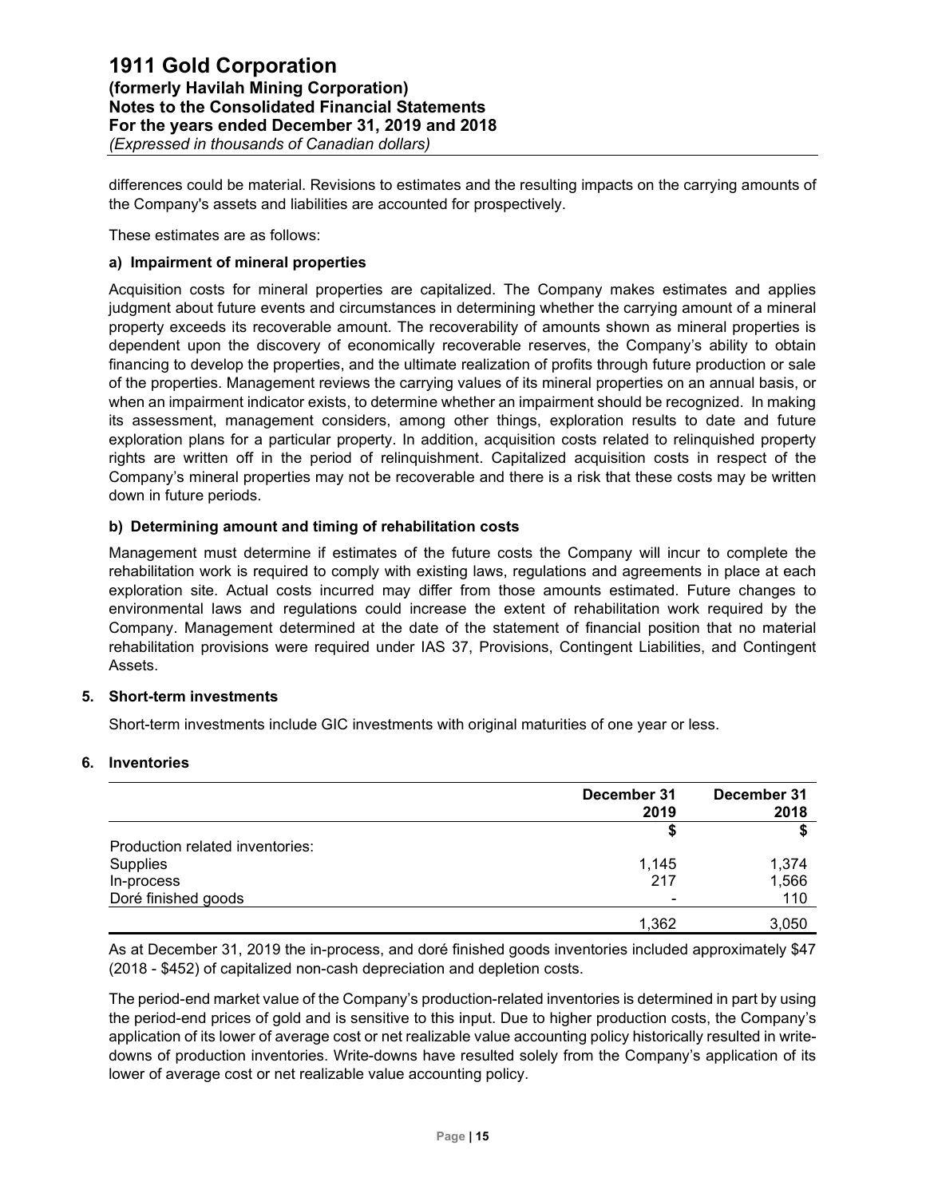differences could be material. Revisions to estimates and the resulting impacts on the carrying amounts of the Company's assets and liabilities are accounted for prospectively.

These estimates are as follows:

**a) Impairment of mineral properties**

Acquisition costs for mineral properties are capitalized. The Company makes estimates and applies judgment about future events and circumstances in determining whether the carrying amount of a mineral property exceeds its recoverable amount. The recoverability of amounts shown as mineral properties is dependent upon the discovery of economically recoverable reserves, the Company's ability to obtain financing to develop the properties, and the ultimate realization of profits through future production or sale of the properties. Management reviews the carrying values of its mineral properties on an annual basis, or when an impairment indicator exists, to determine whether an impairment should be recognized. In making its assessment, management considers, among other things, exploration results to date and future exploration plans for a particular property. In addition, acquisition costs related to relinquished property rights are written off in the period of relinquishment. Capitalized acquisition costs in respect of the Company's mineral properties may not be recoverable and there is a risk that these costs may be written down in future periods.

**b) Determining amount and timing of rehabilitation costs**

Management must determine if estimates of the future costs the Company will incur to complete the rehabilitation work is required to comply with existing laws, regulations and agreements in place at each exploration site. Actual costs incurred may differ from those amounts estimated. Future changes to environmental laws and regulations could increase the extent of rehabilitation work required by the Company. Management determined at the date of the statement of financial position that no material rehabilitation provisions were required under IAS 37, Provisions, Contingent Liabilities, and Contingent Assets.

## 5. Short-term investments

Short-term investments include GIC investments with original maturities of one year or less.

## 6. Inventories

| | December 31 2019 | December 31 2018 |
|---|---|---|
| | $ | $ |
| Production related inventories: | | |
| Supplies | 1,145 | 1,374 |
| In-process | 217 | 1,566 |
| Doré finished goods | - | 110 |
| | 1,362 | 3,050 |

As at December 31, 2019 the in-process, and doré finished goods inventories included approximately $47 (2018 - $452) of capitalized non-cash depreciation and depletion costs.

The period-end market value of the Company's production-related inventories is determined in part by using the period-end prices of gold and is sensitive to this input. Due to higher production costs, the Company's application of its lower of average cost or net realizable value accounting policy historically resulted in write-downs of production inventories. Write-downs have resulted solely from the Company's application of its lower of average cost or net realizable value accounting policy.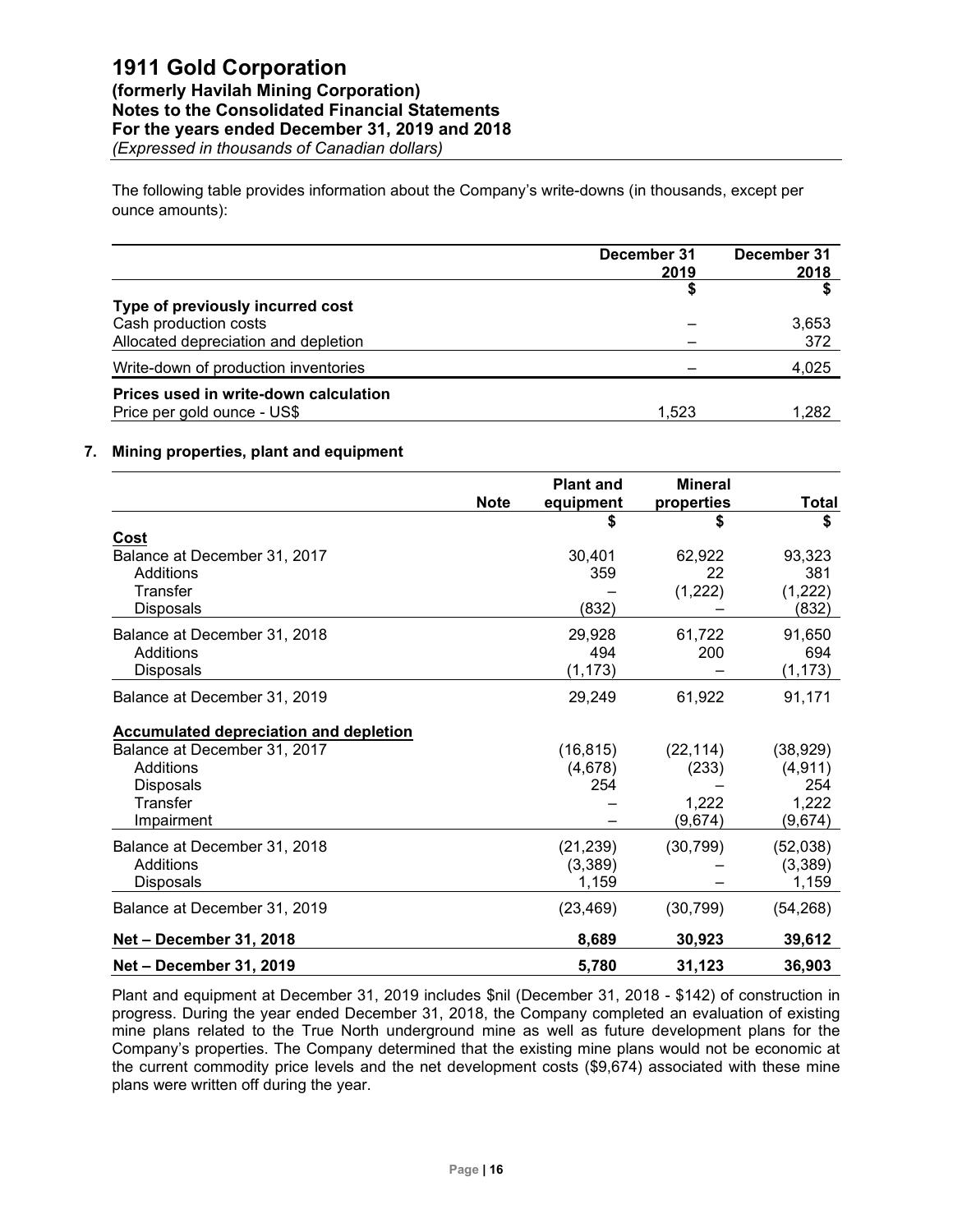The following table provides information about the Company's write-downs (in thousands, except per ounce amounts):

| | December 31 2019 | December 31 2018 |
|---|---|---|
| | $ | $ |
| **Type of previously incurred cost** | | |
| Cash production costs | – | 3,653 |
| Allocated depreciation and depletion | – | 372 |
| Write-down of production inventories | – | 4,025 |
| **Prices used in write-down calculation** | | |
| Price per gold ounce - US$ | 1,523 | 1,282 |

## 7. Mining properties, plant and equipment

| | Note | Plant and equipment | Mineral properties | Total |
|---|---|---|---|---|
| | | $ | $ | $ |
| **Cost** | | | | |
| Balance at December 31, 2017 | | 30,401 | 62,922 | 93,323 |
| Additions | | 359 | 22 | 381 |
| Transfer | | – | (1,222) | (1,222) |
| Disposals | | (832) | – | (832) |
| Balance at December 31, 2018 | | 29,928 | 61,722 | 91,650 |
| Additions | | 494 | 200 | 694 |
| Disposals | | (1,173) | – | (1,173) |
| Balance at December 31, 2019 | | 29,249 | 61,922 | 91,171 |
| **Accumulated depreciation and depletion** | | | | |
| Balance at December 31, 2017 | | (16,815) | (22,114) | (38,929) |
| Additions | | (4,678) | (233) | (4,911) |
| Disposals | | 254 | – | 254 |
| Transfer | | – | 1,222 | 1,222 |
| Impairment | | – | (9,674) | (9,674) |
| Balance at December 31, 2018 | | (21,239) | (30,799) | (52,038) |
| Additions | | (3,389) | – | (3,389) |
| Disposals | | 1,159 | – | 1,159 |
| Balance at December 31, 2019 | | (23,469) | (30,799) | (54,268) |
| **Net – December 31, 2018** | | **8,689** | **30,923** | **39,612** |
| **Net – December 31, 2019** | | **5,780** | **31,123** | **36,903** |

Plant and equipment at December 31, 2019 includes $nil (December 31, 2018 - $142) of construction in progress. During the year ended December 31, 2018, the Company completed an evaluation of existing mine plans related to the True North underground mine as well as future development plans for the Company's properties. The Company determined that the existing mine plans would not be economic at the current commodity price levels and the net development costs ($9,674) associated with these mine plans were written off during the year.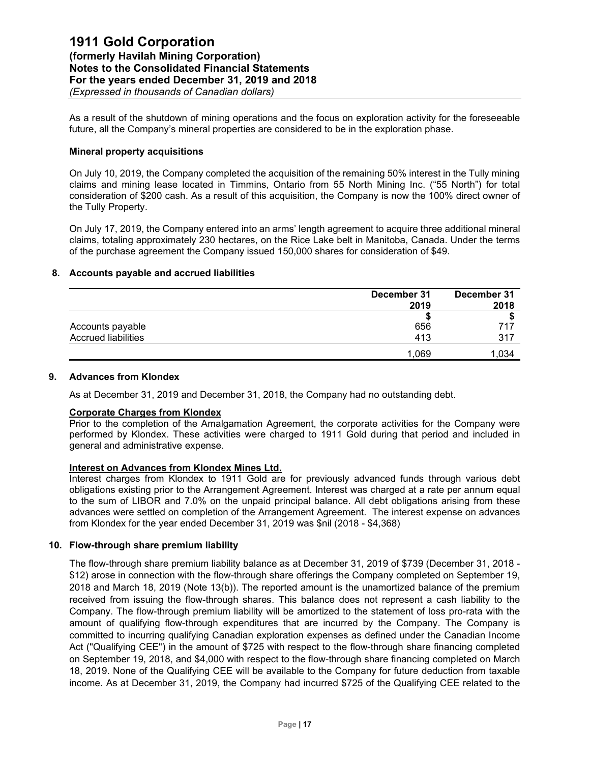As a result of the shutdown of mining operations and the focus on exploration activity for the foreseeable future, all the Company's mineral properties are considered to be in the exploration phase.

**Mineral property acquisitions**

On July 10, 2019, the Company completed the acquisition of the remaining 50% interest in the Tully mining claims and mining lease located in Timmins, Ontario from 55 North Mining Inc. ("55 North") for total consideration of $200 cash. As a result of this acquisition, the Company is now the 100% direct owner of the Tully Property.

On July 17, 2019, the Company entered into an arms' length agreement to acquire three additional mineral claims, totaling approximately 230 hectares, on the Rice Lake belt in Manitoba, Canada. Under the terms of the purchase agreement the Company issued 150,000 shares for consideration of $49.

## 8. Accounts payable and accrued liabilities

| | December 31 2019 | December 31 2018 |
|---|---|---|
| | $ | $ |
| Accounts payable | 656 | 717 |
| Accrued liabilities | 413 | 317 |
| | 1,069 | 1,034 |

## 9. Advances from Klondex

As at December 31, 2019 and December 31, 2018, the Company had no outstanding debt.

**Corporate Charges from Klondex**

Prior to the completion of the Amalgamation Agreement, the corporate activities for the Company were performed by Klondex. These activities were charged to 1911 Gold during that period and included in general and administrative expense.

**Interest on Advances from Klondex Mines Ltd.**

Interest charges from Klondex to 1911 Gold are for previously advanced funds through various debt obligations existing prior to the Arrangement Agreement. Interest was charged at a rate per annum equal to the sum of LIBOR and 7.0% on the unpaid principal balance. All debt obligations arising from these advances were settled on completion of the Arrangement Agreement. The interest expense on advances from Klondex for the year ended December 31, 2019 was $nil (2018 - $4,368)

## 10. Flow-through share premium liability

The flow-through share premium liability balance as at December 31, 2019 of $739 (December 31, 2018 - $12) arose in connection with the flow-through share offerings the Company completed on September 19, 2018 and March 18, 2019 (Note 13(b)). The reported amount is the unamortized balance of the premium received from issuing the flow-through shares. This balance does not represent a cash liability to the Company. The flow-through premium liability will be amortized to the statement of loss pro-rata with the amount of qualifying flow-through expenditures that are incurred by the Company. The Company is committed to incurring qualifying Canadian exploration expenses as defined under the Canadian Income Act ("Qualifying CEE") in the amount of $725 with respect to the flow-through share financing completed on September 19, 2018, and $4,000 with respect to the flow-through share financing completed on March 18, 2019. None of the Qualifying CEE will be available to the Company for future deduction from taxable income. As at December 31, 2019, the Company had incurred $725 of the Qualifying CEE related to the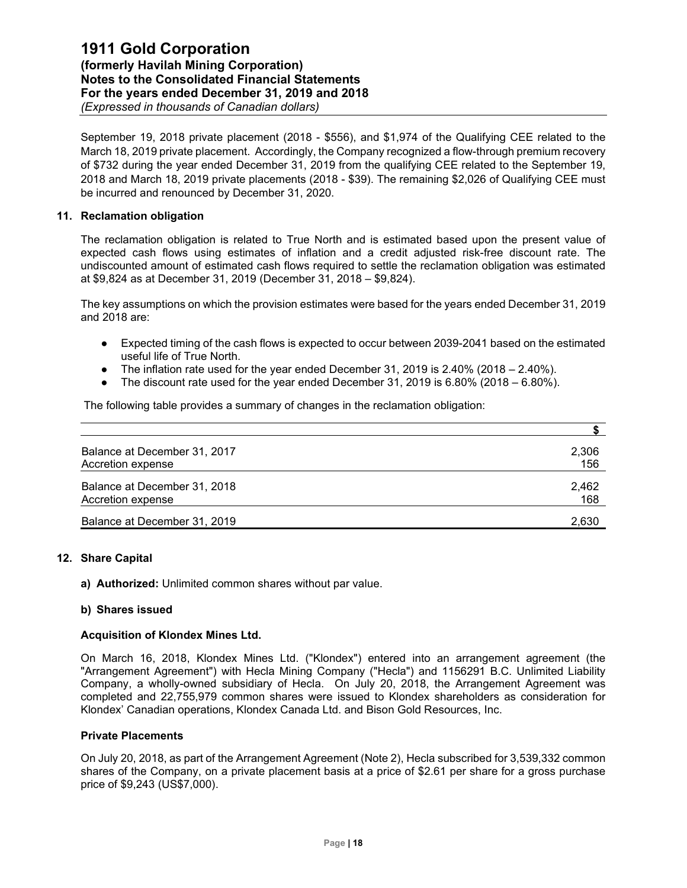September 19, 2018 private placement (2018 - $556), and $1,974 of the Qualifying CEE related to the March 18, 2019 private placement. Accordingly, the Company recognized a flow-through premium recovery of $732 during the year ended December 31, 2019 from the qualifying CEE related to the September 19, 2018 and March 18, 2019 private placements (2018 - $39). The remaining $2,026 of Qualifying CEE must be incurred and renounced by December 31, 2020.

## 11. Reclamation obligation

The reclamation obligation is related to True North and is estimated based upon the present value of expected cash flows using estimates of inflation and a credit adjusted risk-free discount rate. The undiscounted amount of estimated cash flows required to settle the reclamation obligation was estimated at $9,824 as at December 31, 2019 (December 31, 2018 – $9,824).

The key assumptions on which the provision estimates were based for the years ended December 31, 2019 and 2018 are:

- Expected timing of the cash flows is expected to occur between 2039-2041 based on the estimated useful life of True North.
- The inflation rate used for the year ended December 31, 2019 is 2.40% (2018 – 2.40%).
- The discount rate used for the year ended December 31, 2019 is 6.80% (2018 – 6.80%).

The following table provides a summary of changes in the reclamation obligation:

| | $ |
|---|---|
| Balance at December 31, 2017 | 2,306 |
| Accretion expense | 156 |
| Balance at December 31, 2018 | 2,462 |
| Accretion expense | 168 |
| Balance at December 31, 2019 | 2,630 |

## 12. Share Capital

**a) Authorized:** Unlimited common shares without par value.

**b) Shares issued**

**Acquisition of Klondex Mines Ltd.**

On March 16, 2018, Klondex Mines Ltd. ("Klondex") entered into an arrangement agreement (the "Arrangement Agreement") with Hecla Mining Company ("Hecla") and 1156291 B.C. Unlimited Liability Company, a wholly-owned subsidiary of Hecla. On July 20, 2018, the Arrangement Agreement was completed and 22,755,979 common shares were issued to Klondex shareholders as consideration for Klondex' Canadian operations, Klondex Canada Ltd. and Bison Gold Resources, Inc.

**Private Placements**

On July 20, 2018, as part of the Arrangement Agreement (Note 2), Hecla subscribed for 3,539,332 common shares of the Company, on a private placement basis at a price of $2.61 per share for a gross purchase price of $9,243 (US$7,000).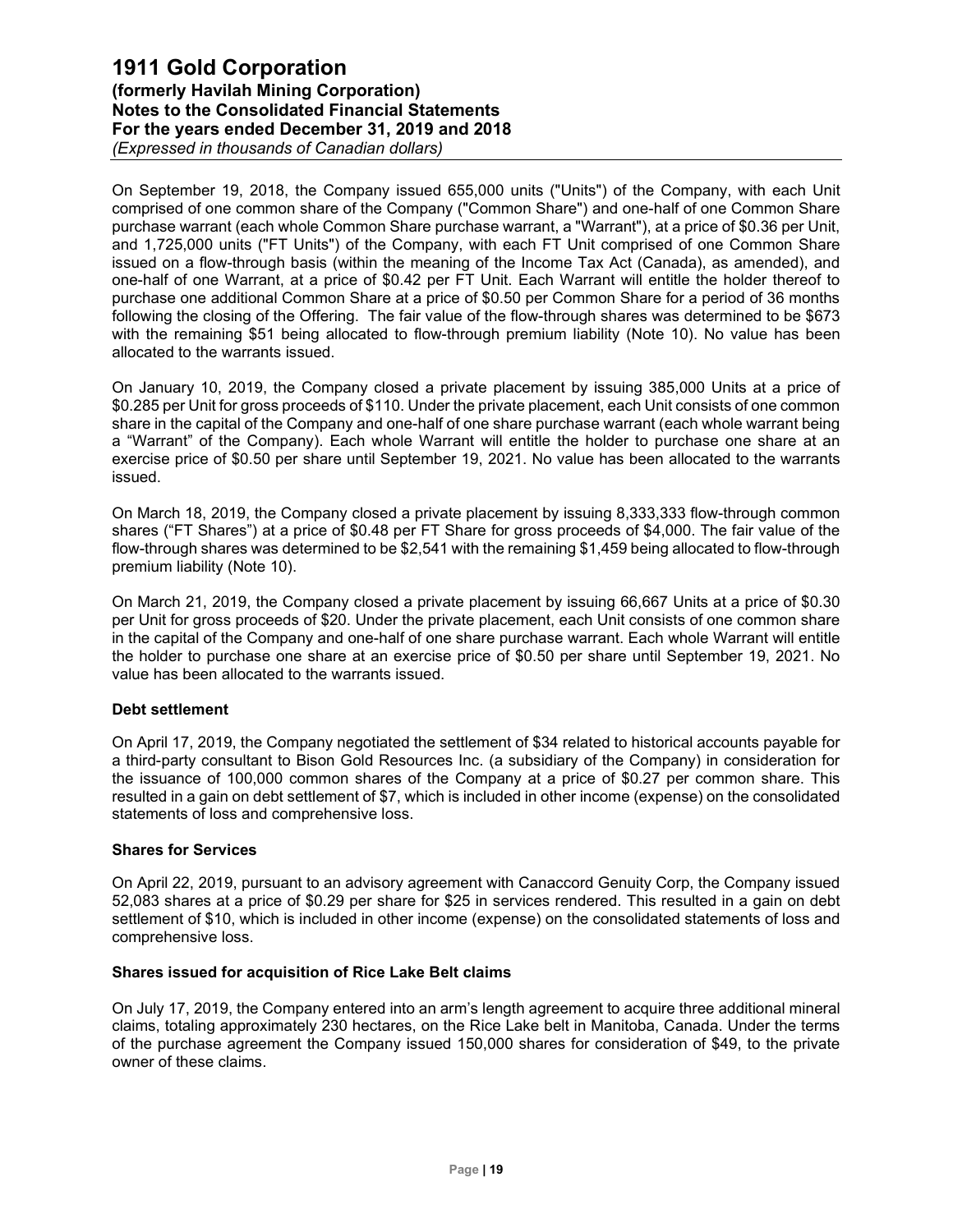On September 19, 2018, the Company issued 655,000 units ("Units") of the Company, with each Unit comprised of one common share of the Company ("Common Share") and one-half of one Common Share purchase warrant (each whole Common Share purchase warrant, a "Warrant"), at a price of $0.36 per Unit, and 1,725,000 units ("FT Units") of the Company, with each FT Unit comprised of one Common Share issued on a flow-through basis (within the meaning of the Income Tax Act (Canada), as amended), and one-half of one Warrant, at a price of $0.42 per FT Unit. Each Warrant will entitle the holder thereof to purchase one additional Common Share at a price of $0.50 per Common Share for a period of 36 months following the closing of the Offering. The fair value of the flow-through shares was determined to be $673 with the remaining $51 being allocated to flow-through premium liability (Note 10). No value has been allocated to the warrants issued.

On January 10, 2019, the Company closed a private placement by issuing 385,000 Units at a price of $0.285 per Unit for gross proceeds of $110. Under the private placement, each Unit consists of one common share in the capital of the Company and one-half of one share purchase warrant (each whole warrant being a "Warrant" of the Company). Each whole Warrant will entitle the holder to purchase one share at an exercise price of $0.50 per share until September 19, 2021. No value has been allocated to the warrants issued.

On March 18, 2019, the Company closed a private placement by issuing 8,333,333 flow-through common shares ("FT Shares") at a price of $0.48 per FT Share for gross proceeds of $4,000. The fair value of the flow-through shares was determined to be $2,541 with the remaining $1,459 being allocated to flow-through premium liability (Note 10).

On March 21, 2019, the Company closed a private placement by issuing 66,667 Units at a price of $0.30 per Unit for gross proceeds of $20. Under the private placement, each Unit consists of one common share in the capital of the Company and one-half of one share purchase warrant. Each whole Warrant will entitle the holder to purchase one share at an exercise price of $0.50 per share until September 19, 2021. No value has been allocated to the warrants issued.

**Debt settlement**

On April 17, 2019, the Company negotiated the settlement of $34 related to historical accounts payable for a third-party consultant to Bison Gold Resources Inc. (a subsidiary of the Company) in consideration for the issuance of 100,000 common shares of the Company at a price of $0.27 per common share. This resulted in a gain on debt settlement of $7, which is included in other income (expense) on the consolidated statements of loss and comprehensive loss.

**Shares for Services**

On April 22, 2019, pursuant to an advisory agreement with Canaccord Genuity Corp, the Company issued 52,083 shares at a price of $0.29 per share for $25 in services rendered. This resulted in a gain on debt settlement of $10, which is included in other income (expense) on the consolidated statements of loss and comprehensive loss.

**Shares issued for acquisition of Rice Lake Belt claims**

On July 17, 2019, the Company entered into an arm's length agreement to acquire three additional mineral claims, totaling approximately 230 hectares, on the Rice Lake belt in Manitoba, Canada. Under the terms of the purchase agreement the Company issued 150,000 shares for consideration of $49, to the private owner of these claims.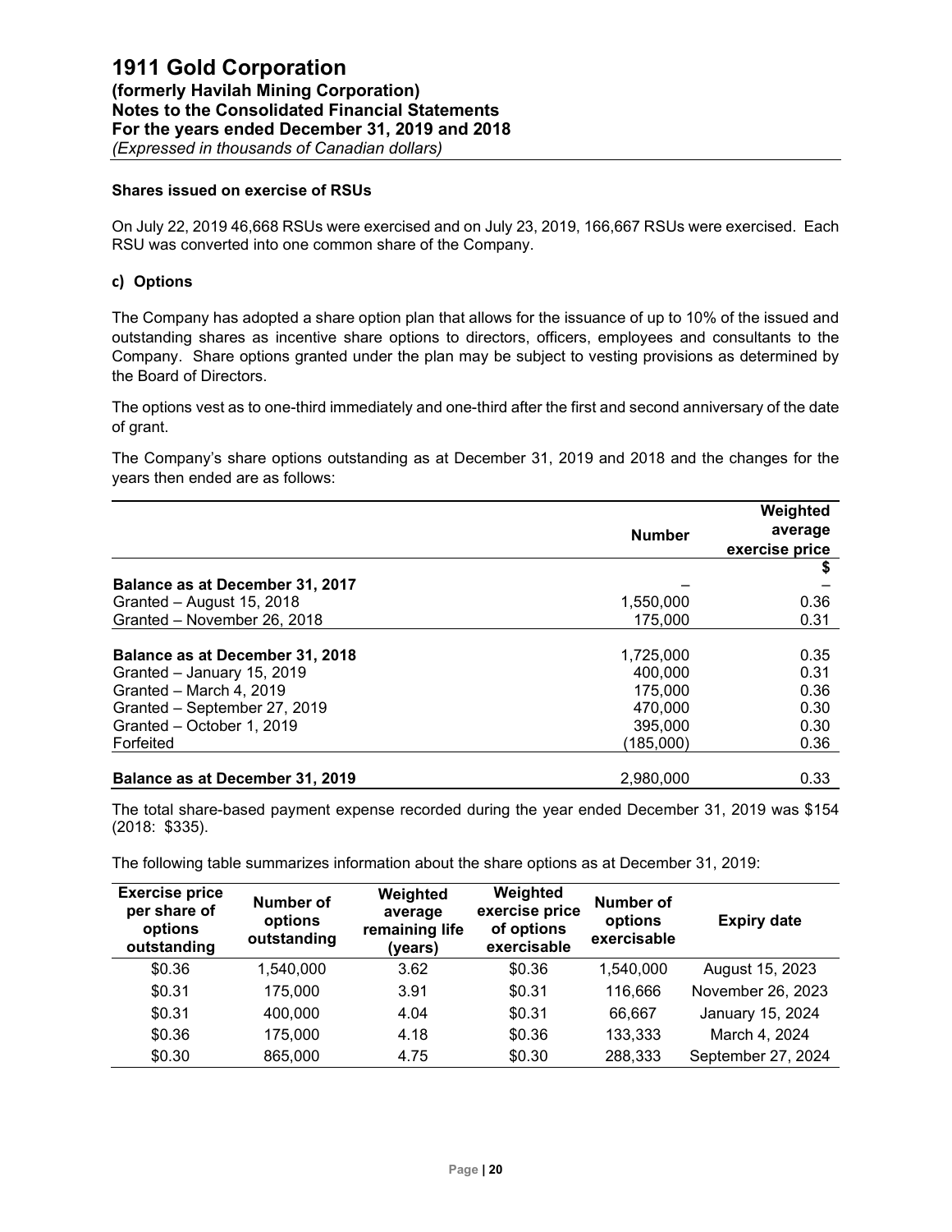**Shares issued on exercise of RSUs**

On July 22, 2019 46,668 RSUs were exercised and on July 23, 2019, 166,667 RSUs were exercised. Each RSU was converted into one common share of the Company.

**c) Options**

The Company has adopted a share option plan that allows for the issuance of up to 10% of the issued and outstanding shares as incentive share options to directors, officers, employees and consultants to the Company. Share options granted under the plan may be subject to vesting provisions as determined by the Board of Directors.

The options vest as to one-third immediately and one-third after the first and second anniversary of the date of grant.

The Company's share options outstanding as at December 31, 2019 and 2018 and the changes for the years then ended are as follows:

| | Number | Weighted average exercise price |
|---|---|---|
| | | $ |
| **Balance as at December 31, 2017** | – | – |
| Granted – August 15, 2018 | 1,550,000 | 0.36 |
| Granted – November 26, 2018 | 175,000 | 0.31 |
| **Balance as at December 31, 2018** | 1,725,000 | 0.35 |
| Granted – January 15, 2019 | 400,000 | 0.31 |
| Granted – March 4, 2019 | 175,000 | 0.36 |
| Granted – September 27, 2019 | 470,000 | 0.30 |
| Granted – October 1, 2019 | 395,000 | 0.30 |
| Forfeited | (185,000) | 0.36 |
| **Balance as at December 31, 2019** | 2,980,000 | 0.33 |

The total share-based payment expense recorded during the year ended December 31, 2019 was $154 (2018: $335).

The following table summarizes information about the share options as at December 31, 2019:

| Exercise price per share of options outstanding | Number of options outstanding | Weighted average remaining life (years) | Weighted exercise price of options exercisable | Number of options exercisable | Expiry date |
|---|---|---|---|---|---|
| $0.36 | 1,540,000 | 3.62 | $0.36 | 1,540,000 | August 15, 2023 |
| $0.31 | 175,000 | 3.91 | $0.31 | 116,666 | November 26, 2023 |
| $0.31 | 400,000 | 4.04 | $0.31 | 66,667 | January 15, 2024 |
| $0.36 | 175,000 | 4.18 | $0.36 | 133,333 | March 4, 2024 |
| $0.30 | 865,000 | 4.75 | $0.30 | 288,333 | September 27, 2024 |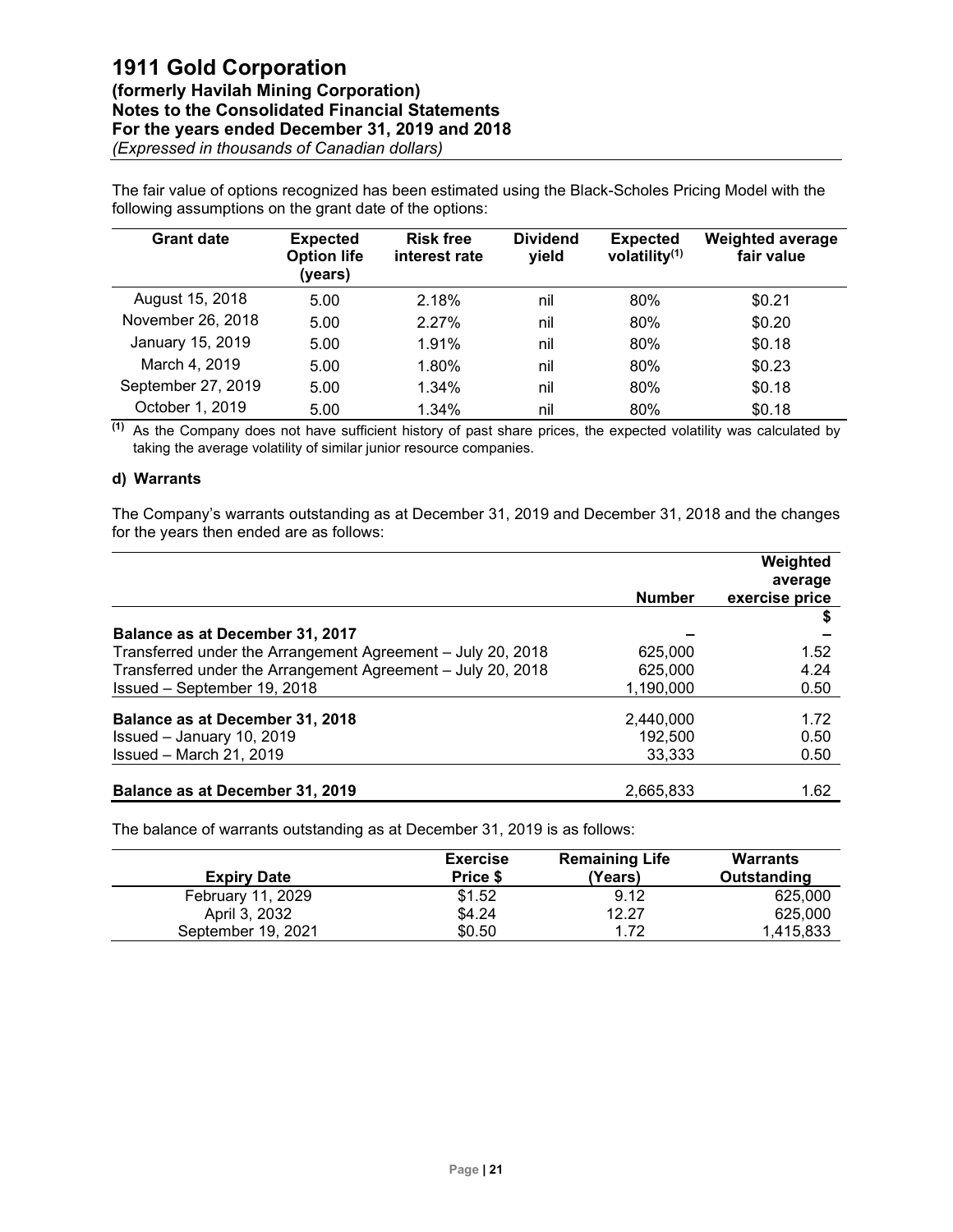The fair value of options recognized has been estimated using the Black-Scholes Pricing Model with the following assumptions on the grant date of the options:

| Grant date | Expected Option life (years) | Risk free interest rate | Dividend yield | Expected volatility[(1)] | Weighted average fair value |
|---|---|---|---|---|---|
| August 15, 2018 | 5.00 | 2.18% | nil | 80% | $0.21 |
| November 26, 2018 | 5.00 | 2.27% | nil | 80% | $0.20 |
| January 15, 2019 | 5.00 | 1.91% | nil | 80% | $0.18 |
| March 4, 2019 | 5.00 | 1.80% | nil | 80% | $0.23 |
| September 27, 2019 | 5.00 | 1.34% | nil | 80% | $0.18 |
| October 1, 2019 | 5.00 | 1.34% | nil | 80% | $0.18 |

[(1)] As the Company does not have sufficient history of past share prices, the expected volatility was calculated by taking the average volatility of similar junior resource companies.

**d) Warrants**

The Company's warrants outstanding as at December 31, 2019 and December 31, 2018 and the changes for the years then ended are as follows:

| | Number | Weighted average exercise price |
|---|---|---|
| | | $ |
| **Balance as at December 31, 2017** | – | – |
| Transferred under the Arrangement Agreement – July 20, 2018 | 625,000 | 1.52 |
| Transferred under the Arrangement Agreement – July 20, 2018 | 625,000 | 4.24 |
| Issued – September 19, 2018 | 1,190,000 | 0.50 |
| **Balance as at December 31, 2018** | 2,440,000 | 1.72 |
| Issued – January 10, 2019 | 192,500 | 0.50 |
| Issued – March 21, 2019 | 33,333 | 0.50 |
| **Balance as at December 31, 2019** | 2,665,833 | 1.62 |

The balance of warrants outstanding as at December 31, 2019 is as follows:

| Expiry Date | Exercise Price $ | Remaining Life (Years) | Warrants Outstanding |
|---|---|---|---|
| February 11, 2029 | $1.52 | 9.12 | 625,000 |
| April 3, 2032 | $4.24 | 12.27 | 625,000 |
| September 19, 2021 | $0.50 | 1.72 | 1,415,833 |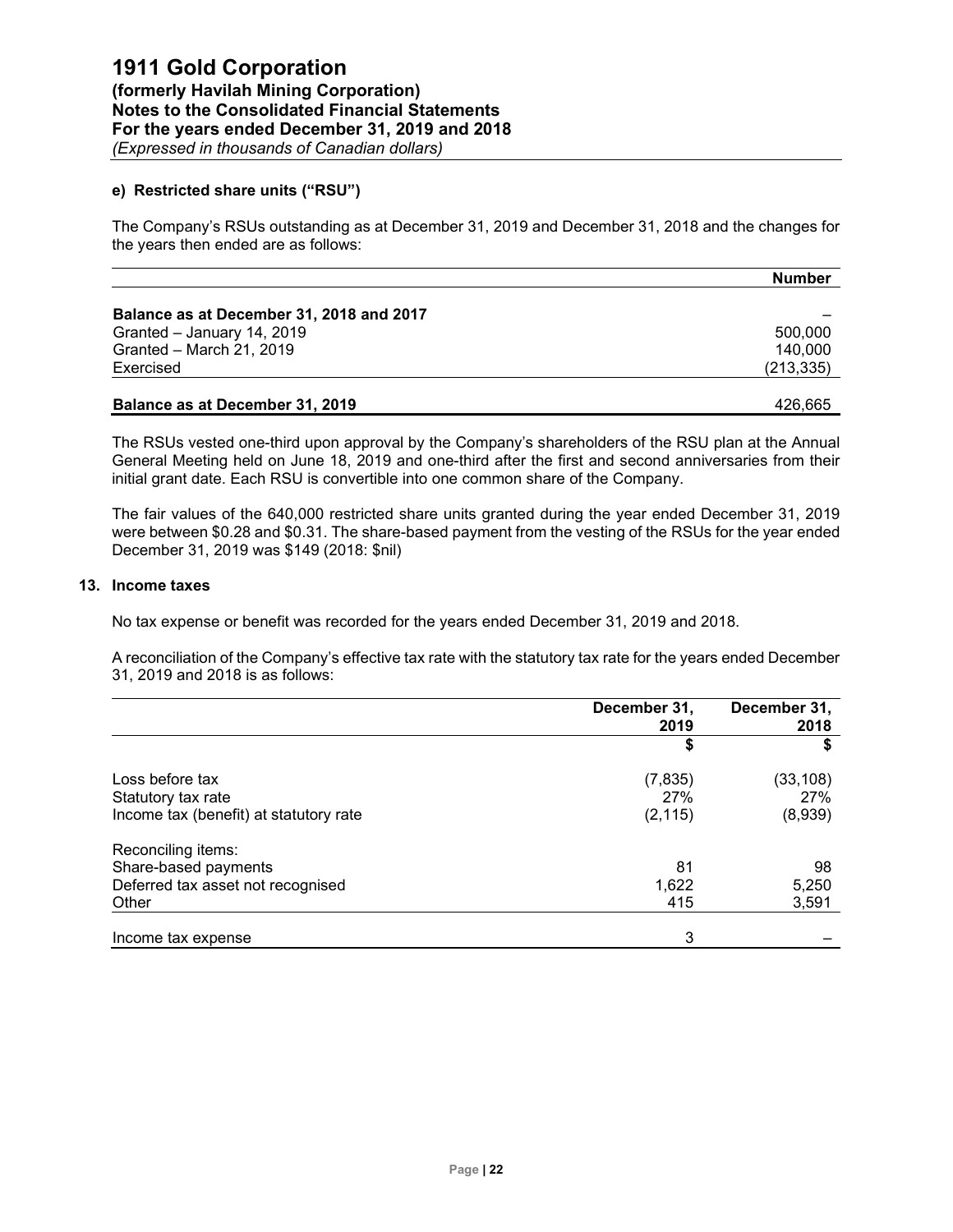#### e) Restricted share units ("RSU")

The Company's RSUs outstanding as at December 31, 2019 and December 31, 2018 and the changes for the years then ended are as follows:

| | Number |
|---|---|
| **Balance as at December 31, 2018 and 2017** | – |
| Granted – January 14, 2019 | 500,000 |
| Granted – March 21, 2019 | 140,000 |
| Exercised | (213,335) |
| **Balance as at December 31, 2019** | 426,665 |

The RSUs vested one-third upon approval by the Company's shareholders of the RSU plan at the Annual General Meeting held on June 18, 2019 and one-third after the first and second anniversaries from their initial grant date. Each RSU is convertible into one common share of the Company.

The fair values of the 640,000 restricted share units granted during the year ended December 31, 2019 were between $0.28 and $0.31. The share-based payment from the vesting of the RSUs for the year ended December 31, 2019 was $149 (2018: $nil)

### 13. Income taxes

No tax expense or benefit was recorded for the years ended December 31, 2019 and 2018.

A reconciliation of the Company's effective tax rate with the statutory tax rate for the years ended December 31, 2019 and 2018 is as follows:

| | December 31, 2019 | December 31, 2018 |
|---|---|---|
| | $ | $ |
| Loss before tax | (7,835) | (33,108) |
| Statutory tax rate | 27% | 27% |
| Income tax (benefit) at statutory rate | (2,115) | (8,939) |
| Reconciling items: | | |
| Share-based payments | 81 | 98 |
| Deferred tax asset not recognised | 1,622 | 5,250 |
| Other | 415 | 3,591 |
| Income tax expense | 3 | – |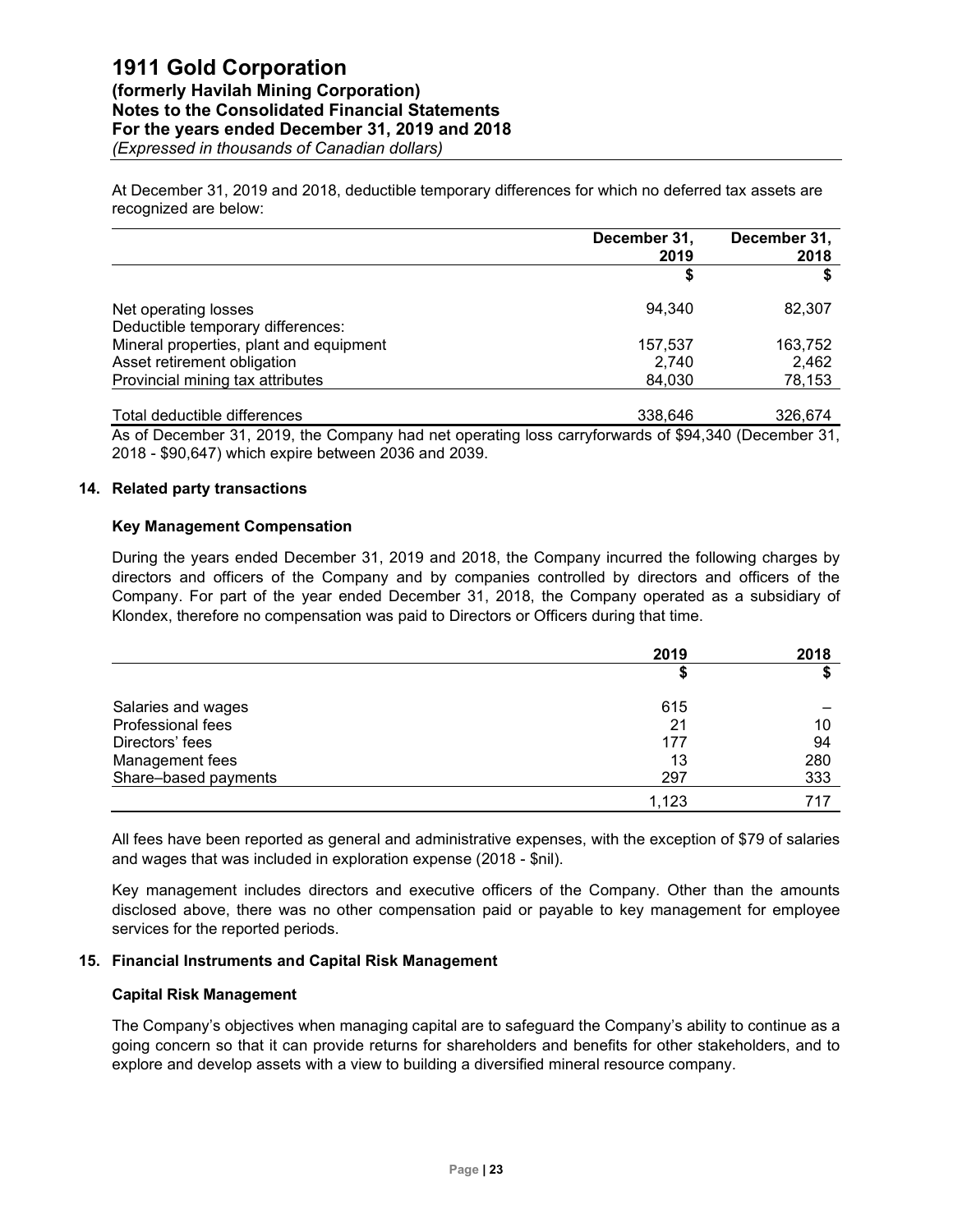At December 31, 2019 and 2018, deductible temporary differences for which no deferred tax assets are recognized are below:

| | December 31, 2019 | December 31, 2018 |
|---|---|---|
| | $ | $ |
| Net operating losses | 94,340 | 82,307 |
| Deductible temporary differences: | | |
| Mineral properties, plant and equipment | 157,537 | 163,752 |
| Asset retirement obligation | 2,740 | 2,462 |
| Provincial mining tax attributes | 84,030 | 78,153 |
| Total deductible differences | 338,646 | 326,674 |

As of December 31, 2019, the Company had net operating loss carryforwards of $94,340 (December 31, 2018 - $90,647) which expire between 2036 and 2039.

## 14. Related party transactions

### Key Management Compensation

During the years ended December 31, 2019 and 2018, the Company incurred the following charges by directors and officers of the Company and by companies controlled by directors and officers of the Company. For part of the year ended December 31, 2018, the Company operated as a subsidiary of Klondex, therefore no compensation was paid to Directors or Officers during that time.

| | 2019 | 2018 |
|---|---|---|
| | $ | $ |
| Salaries and wages | 615 | – |
| Professional fees | 21 | 10 |
| Directors' fees | 177 | 94 |
| Management fees | 13 | 280 |
| Share–based payments | 297 | 333 |
| | 1,123 | 717 |

All fees have been reported as general and administrative expenses, with the exception of $79 of salaries and wages that was included in exploration expense (2018 - $nil).

Key management includes directors and executive officers of the Company. Other than the amounts disclosed above, there was no other compensation paid or payable to key management for employee services for the reported periods.

## 15. Financial Instruments and Capital Risk Management

### Capital Risk Management

The Company's objectives when managing capital are to safeguard the Company's ability to continue as a going concern so that it can provide returns for shareholders and benefits for other stakeholders, and to explore and develop assets with a view to building a diversified mineral resource company.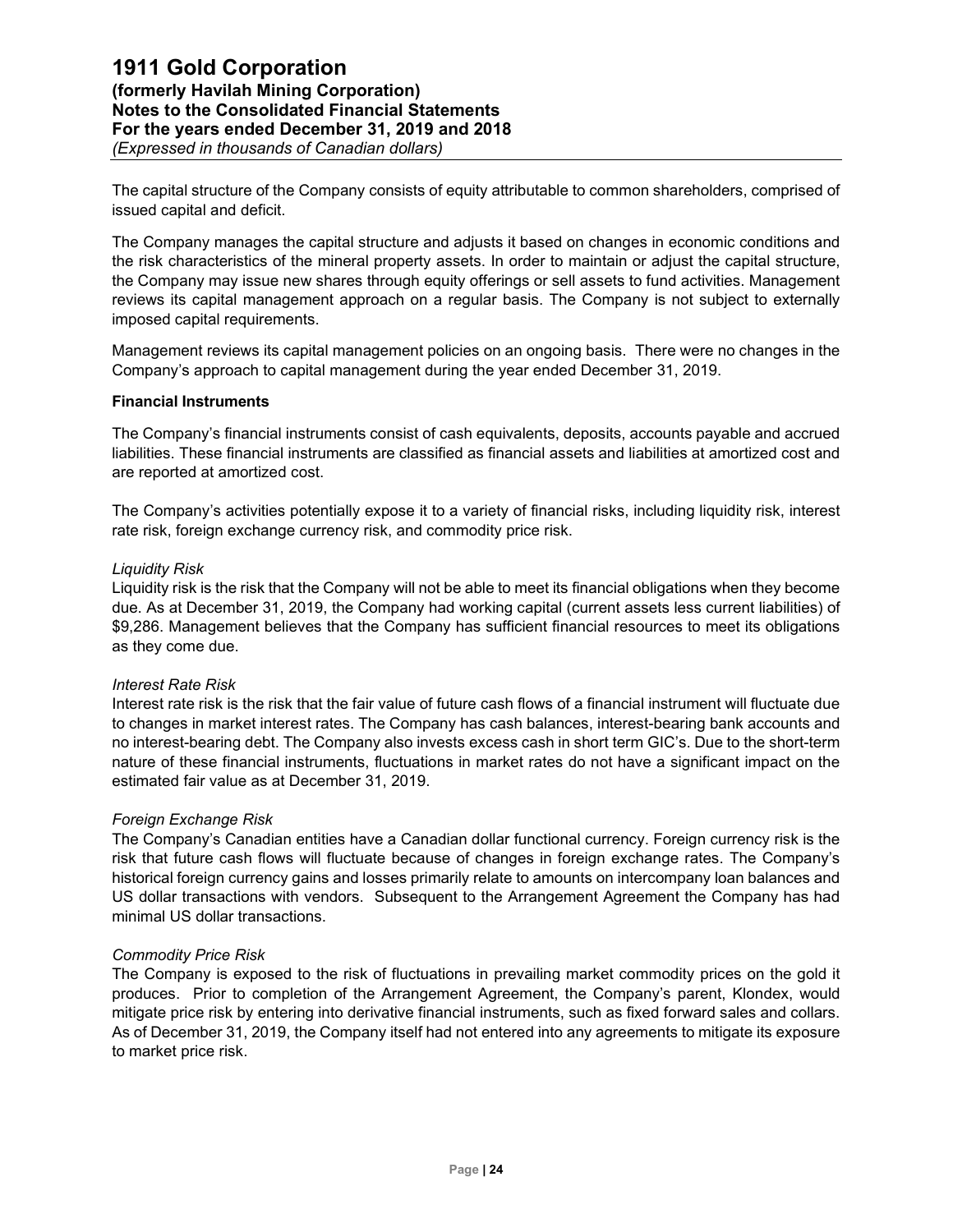The capital structure of the Company consists of equity attributable to common shareholders, comprised of issued capital and deficit.

The Company manages the capital structure and adjusts it based on changes in economic conditions and the risk characteristics of the mineral property assets. In order to maintain or adjust the capital structure, the Company may issue new shares through equity offerings or sell assets to fund activities. Management reviews its capital management approach on a regular basis. The Company is not subject to externally imposed capital requirements.

Management reviews its capital management policies on an ongoing basis. There were no changes in the Company's approach to capital management during the year ended December 31, 2019.

**Financial Instruments**

The Company's financial instruments consist of cash equivalents, deposits, accounts payable and accrued liabilities. These financial instruments are classified as financial assets and liabilities at amortized cost and are reported at amortized cost.

The Company's activities potentially expose it to a variety of financial risks, including liquidity risk, interest rate risk, foreign exchange currency risk, and commodity price risk.

*Liquidity Risk*

Liquidity risk is the risk that the Company will not be able to meet its financial obligations when they become due. As at December 31, 2019, the Company had working capital (current assets less current liabilities) of \$9,286. Management believes that the Company has sufficient financial resources to meet its obligations as they come due.

*Interest Rate Risk*

Interest rate risk is the risk that the fair value of future cash flows of a financial instrument will fluctuate due to changes in market interest rates. The Company has cash balances, interest-bearing bank accounts and no interest-bearing debt. The Company also invests excess cash in short term GIC's. Due to the short-term nature of these financial instruments, fluctuations in market rates do not have a significant impact on the estimated fair value as at December 31, 2019.

*Foreign Exchange Risk*

The Company's Canadian entities have a Canadian dollar functional currency. Foreign currency risk is the risk that future cash flows will fluctuate because of changes in foreign exchange rates. The Company's historical foreign currency gains and losses primarily relate to amounts on intercompany loan balances and US dollar transactions with vendors. Subsequent to the Arrangement Agreement the Company has had minimal US dollar transactions.

*Commodity Price Risk*

The Company is exposed to the risk of fluctuations in prevailing market commodity prices on the gold it produces. Prior to completion of the Arrangement Agreement, the Company's parent, Klondex, would mitigate price risk by entering into derivative financial instruments, such as fixed forward sales and collars. As of December 31, 2019, the Company itself had not entered into any agreements to mitigate its exposure to market price risk.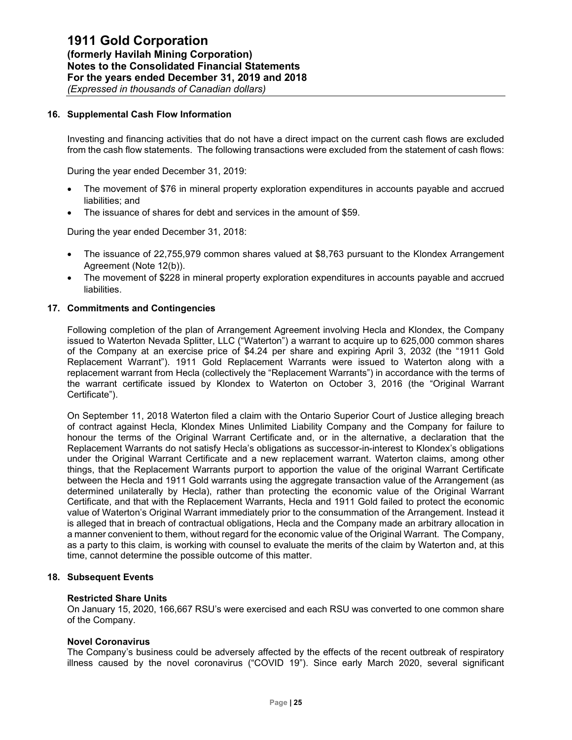## 16. Supplemental Cash Flow Information

Investing and financing activities that do not have a direct impact on the current cash flows are excluded from the cash flow statements. The following transactions were excluded from the statement of cash flows:

During the year ended December 31, 2019:

- The movement of $76 in mineral property exploration expenditures in accounts payable and accrued liabilities; and
- The issuance of shares for debt and services in the amount of $59.

During the year ended December 31, 2018:

- The issuance of 22,755,979 common shares valued at $8,763 pursuant to the Klondex Arrangement Agreement (Note 12(b)).
- The movement of $228 in mineral property exploration expenditures in accounts payable and accrued liabilities.

## 17. Commitments and Contingencies

Following completion of the plan of Arrangement Agreement involving Hecla and Klondex, the Company issued to Waterton Nevada Splitter, LLC ("Waterton") a warrant to acquire up to 625,000 common shares of the Company at an exercise price of $4.24 per share and expiring April 3, 2032 (the "1911 Gold Replacement Warrant"). 1911 Gold Replacement Warrants were issued to Waterton along with a replacement warrant from Hecla (collectively the "Replacement Warrants") in accordance with the terms of the warrant certificate issued by Klondex to Waterton on October 3, 2016 (the "Original Warrant Certificate").

On September 11, 2018 Waterton filed a claim with the Ontario Superior Court of Justice alleging breach of contract against Hecla, Klondex Mines Unlimited Liability Company and the Company for failure to honour the terms of the Original Warrant Certificate and, or in the alternative, a declaration that the Replacement Warrants do not satisfy Hecla's obligations as successor-in-interest to Klondex's obligations under the Original Warrant Certificate and a new replacement warrant. Waterton claims, among other things, that the Replacement Warrants purport to apportion the value of the original Warrant Certificate between the Hecla and 1911 Gold warrants using the aggregate transaction value of the Arrangement (as determined unilaterally by Hecla), rather than protecting the economic value of the Original Warrant Certificate, and that with the Replacement Warrants, Hecla and 1911 Gold failed to protect the economic value of Waterton's Original Warrant immediately prior to the consummation of the Arrangement. Instead it is alleged that in breach of contractual obligations, Hecla and the Company made an arbitrary allocation in a manner convenient to them, without regard for the economic value of the Original Warrant. The Company, as a party to this claim, is working with counsel to evaluate the merits of the claim by Waterton and, at this time, cannot determine the possible outcome of this matter.

## 18. Subsequent Events

**Restricted Share Units**

On January 15, 2020, 166,667 RSU's were exercised and each RSU was converted to one common share of the Company.

**Novel Coronavirus**

The Company's business could be adversely affected by the effects of the recent outbreak of respiratory illness caused by the novel coronavirus ("COVID 19"). Since early March 2020, several significant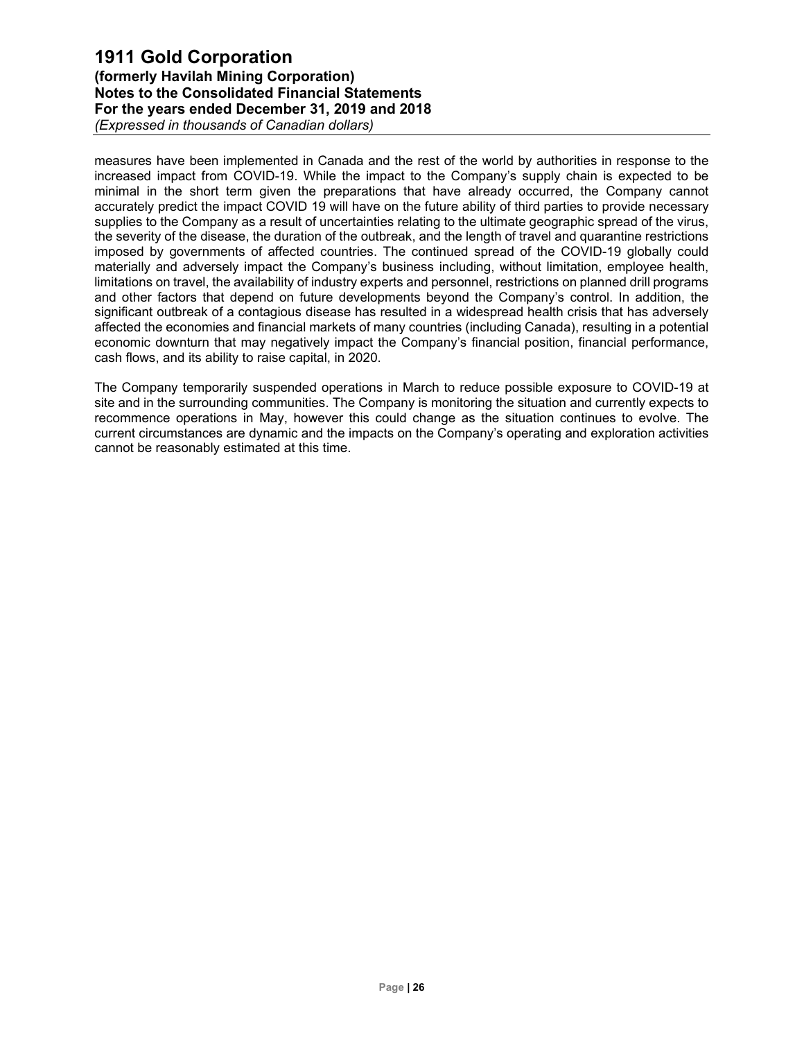measures have been implemented in Canada and the rest of the world by authorities in response to the increased impact from COVID-19. While the impact to the Company's supply chain is expected to be minimal in the short term given the preparations that have already occurred, the Company cannot accurately predict the impact COVID 19 will have on the future ability of third parties to provide necessary supplies to the Company as a result of uncertainties relating to the ultimate geographic spread of the virus, the severity of the disease, the duration of the outbreak, and the length of travel and quarantine restrictions imposed by governments of affected countries. The continued spread of the COVID-19 globally could materially and adversely impact the Company's business including, without limitation, employee health, limitations on travel, the availability of industry experts and personnel, restrictions on planned drill programs and other factors that depend on future developments beyond the Company's control. In addition, the significant outbreak of a contagious disease has resulted in a widespread health crisis that has adversely affected the economies and financial markets of many countries (including Canada), resulting in a potential economic downturn that may negatively impact the Company's financial position, financial performance, cash flows, and its ability to raise capital, in 2020.

The Company temporarily suspended operations in March to reduce possible exposure to COVID-19 at site and in the surrounding communities. The Company is monitoring the situation and currently expects to recommence operations in May, however this could change as the situation continues to evolve. The current circumstances are dynamic and the impacts on the Company's operating and exploration activities cannot be reasonably estimated at this time.